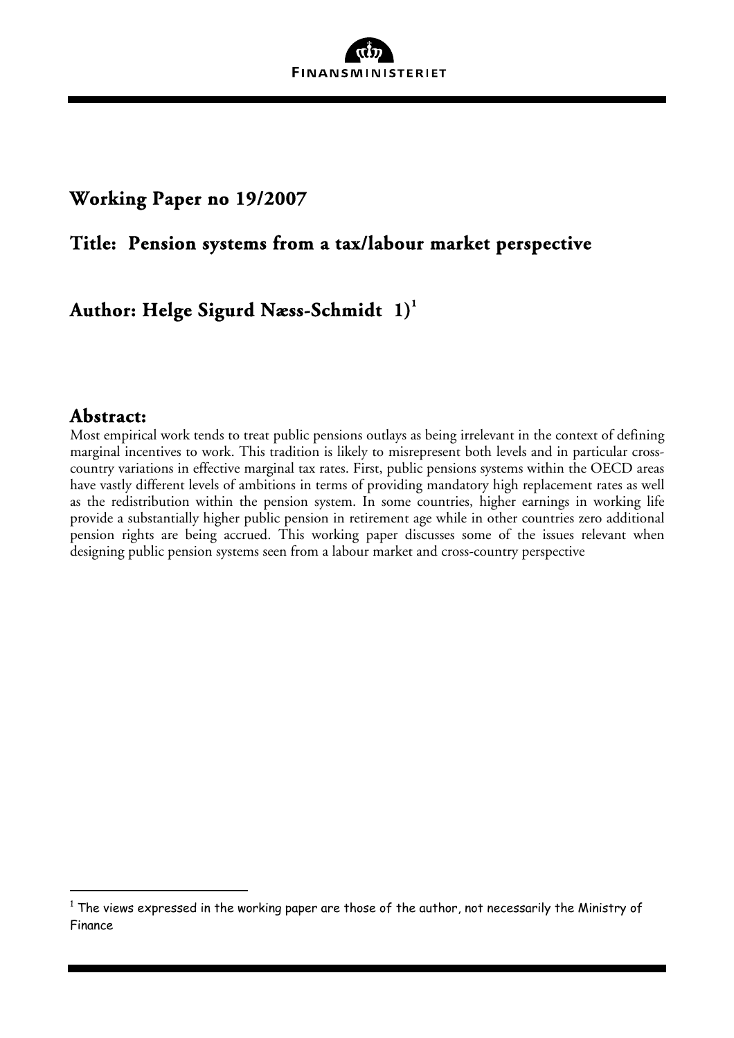FINANSMINISTERIET

## Working Paper no 19/2007

## Title: Pension systems from a tax/labour market perspective

## Author: Helge Sigurd Næss-Schmidt 1)[1]

## Abstract:

Most empirical work tends to treat public pensions outlays as being irrelevant in the context of defining marginal incentives to work. This tradition is likely to misrepresent both levels and in particular cross-country variations in effective marginal tax rates. First, public pensions systems within the OECD areas have vastly different levels of ambitions in terms of providing mandatory high replacement rates as well as the redistribution within the pension system. In some countries, higher earnings in working life provide a substantially higher public pension in retirement age while in other countries zero additional pension rights are being accrued. This working paper discusses some of the issues relevant when designing public pension systems seen from a labour market and cross-country perspective

[1] The views expressed in the working paper are those of the author, not necessarily the Ministry of Finance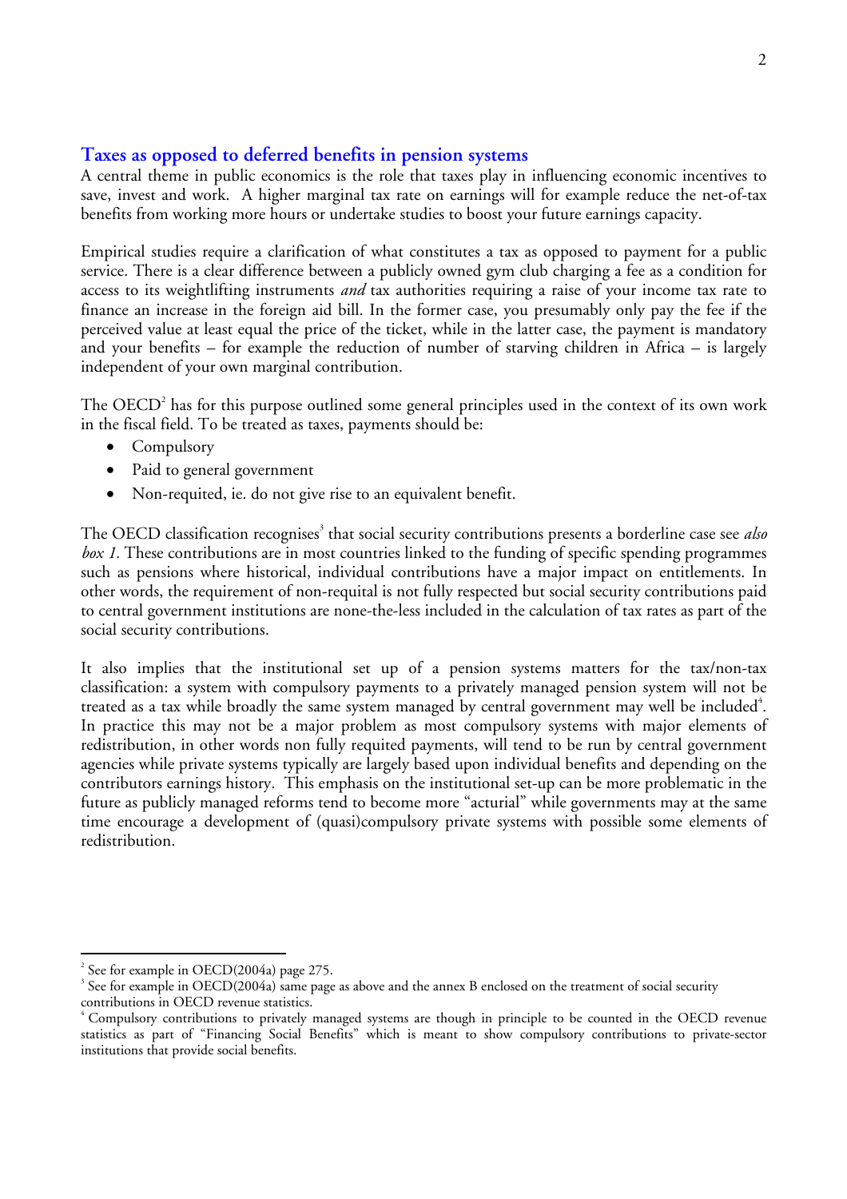## Taxes as opposed to deferred benefits in pension systems

A central theme in public economics is the role that taxes play in influencing economic incentives to save, invest and work. A higher marginal tax rate on earnings will for example reduce the net-of-tax benefits from working more hours or undertake studies to boost your future earnings capacity.

Empirical studies require a clarification of what constitutes a tax as opposed to payment for a public service. There is a clear difference between a publicly owned gym club charging a fee as a condition for access to its weightlifting instruments *and* tax authorities requiring a raise of your income tax rate to finance an increase in the foreign aid bill. In the former case, you presumably only pay the fee if the perceived value at least equal the price of the ticket, while in the latter case, the payment is mandatory and your benefits – for example the reduction of number of starving children in Africa – is largely independent of your own marginal contribution.

The OECD[2] has for this purpose outlined some general principles used in the context of its own work in the fiscal field. To be treated as taxes, payments should be:

- Compulsory
- Paid to general government
- Non-requited, ie. do not give rise to an equivalent benefit.

The OECD classification recognises[3] that social security contributions presents a borderline case see *also box 1*. These contributions are in most countries linked to the funding of specific spending programmes such as pensions where historical, individual contributions have a major impact on entitlements. In other words, the requirement of non-requital is not fully respected but social security contributions paid to central government institutions are none-the-less included in the calculation of tax rates as part of the social security contributions.

It also implies that the institutional set up of a pension systems matters for the tax/non-tax classification: a system with compulsory payments to a privately managed pension system will not be treated as a tax while broadly the same system managed by central government may well be included[4]. In practice this may not be a major problem as most compulsory systems with major elements of redistribution, in other words non fully requited payments, will tend to be run by central government agencies while private systems typically are largely based upon individual benefits and depending on the contributors earnings history. This emphasis on the institutional set-up can be more problematic in the future as publicly managed reforms tend to become more "acturial" while governments may at the same time encourage a development of (quasi)compulsory private systems with possible some elements of redistribution.

---

[2] See for example in OECD(2004a) page 275.

[3] See for example in OECD(2004a) same page as above and the annex B enclosed on the treatment of social security contributions in OECD revenue statistics.

[4] Compulsory contributions to privately managed systems are though in principle to be counted in the OECD revenue statistics as part of "Financing Social Benefits" which is meant to show compulsory contributions to private-sector institutions that provide social benefits.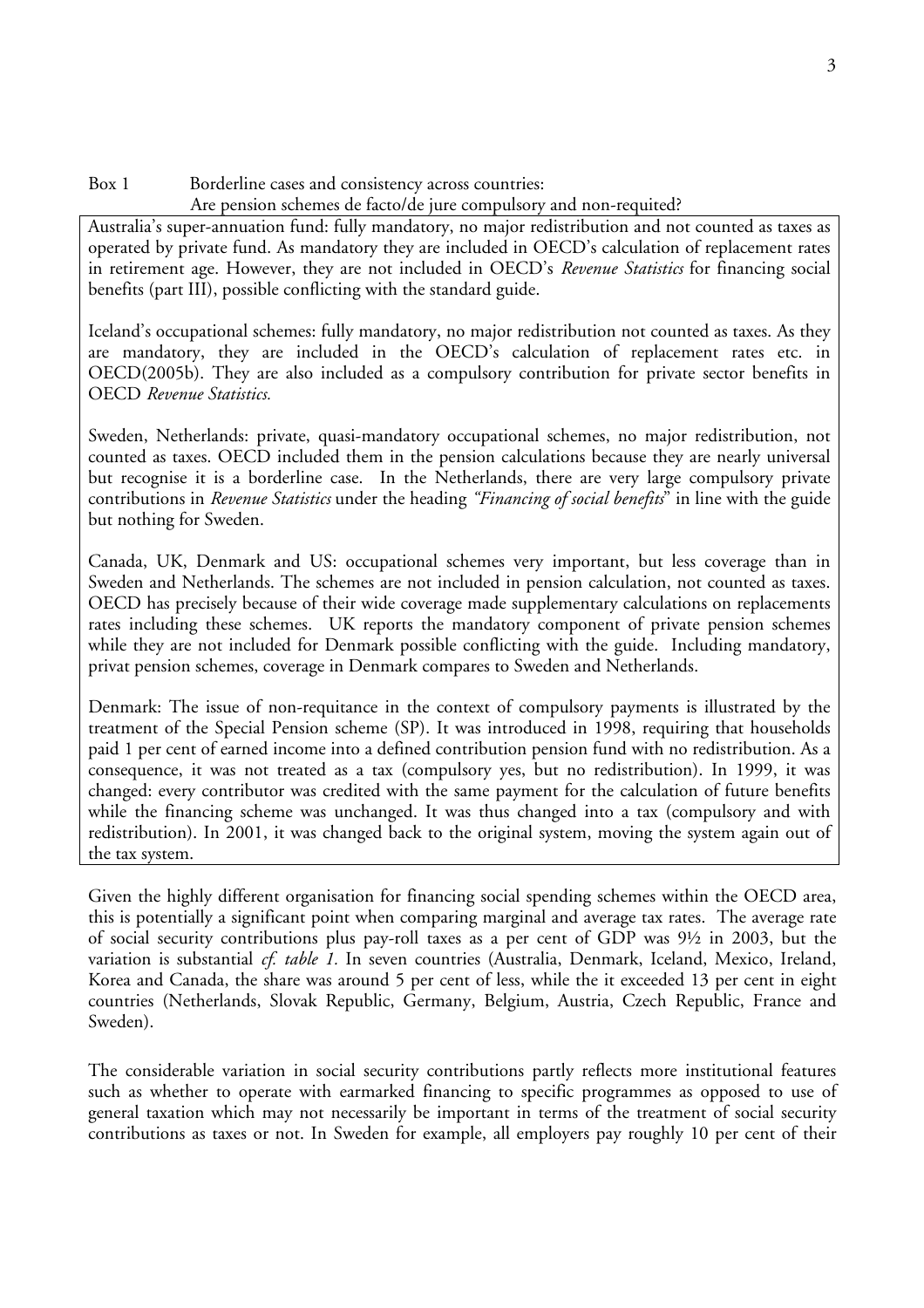Box 1 Borderline cases and consistency across countries:
Are pension schemes de facto/de jure compulsory and non-requited?

Australia's super-annuation fund: fully mandatory, no major redistribution and not counted as taxes as operated by private fund. As mandatory they are included in OECD's calculation of replacement rates in retirement age. However, they are not included in OECD's *Revenue Statistics* for financing social benefits (part III), possible conflicting with the standard guide.

Iceland's occupational schemes: fully mandatory, no major redistribution not counted as taxes. As they are mandatory, they are included in the OECD's calculation of replacement rates etc. in OECD(2005b). They are also included as a compulsory contribution for private sector benefits in OECD *Revenue Statistics.*

Sweden, Netherlands: private, quasi-mandatory occupational schemes, no major redistribution, not counted as taxes. OECD included them in the pension calculations because they are nearly universal but recognise it is a borderline case. In the Netherlands, there are very large compulsory private contributions in *Revenue Statistics* under the heading *"Financing of social benefits*" in line with the guide but nothing for Sweden.

Canada, UK, Denmark and US: occupational schemes very important, but less coverage than in Sweden and Netherlands. The schemes are not included in pension calculation, not counted as taxes. OECD has precisely because of their wide coverage made supplementary calculations on replacements rates including these schemes. UK reports the mandatory component of private pension schemes while they are not included for Denmark possible conflicting with the guide. Including mandatory, privat pension schemes, coverage in Denmark compares to Sweden and Netherlands.

Denmark: The issue of non-requitance in the context of compulsory payments is illustrated by the treatment of the Special Pension scheme (SP). It was introduced in 1998, requiring that households paid 1 per cent of earned income into a defined contribution pension fund with no redistribution. As a consequence, it was not treated as a tax (compulsory yes, but no redistribution). In 1999, it was changed: every contributor was credited with the same payment for the calculation of future benefits while the financing scheme was unchanged. It was thus changed into a tax (compulsory and with redistribution). In 2001, it was changed back to the original system, moving the system again out of the tax system.

Given the highly different organisation for financing social spending schemes within the OECD area, this is potentially a significant point when comparing marginal and average tax rates. The average rate of social security contributions plus pay-roll taxes as a per cent of GDP was 9½ in 2003, but the variation is substantial *cf. table 1*. In seven countries (Australia, Denmark, Iceland, Mexico, Ireland, Korea and Canada, the share was around 5 per cent of less, while the it exceeded 13 per cent in eight countries (Netherlands, Slovak Republic, Germany, Belgium, Austria, Czech Republic, France and Sweden).

The considerable variation in social security contributions partly reflects more institutional features such as whether to operate with earmarked financing to specific programmes as opposed to use of general taxation which may not necessarily be important in terms of the treatment of social security contributions as taxes or not. In Sweden for example, all employers pay roughly 10 per cent of their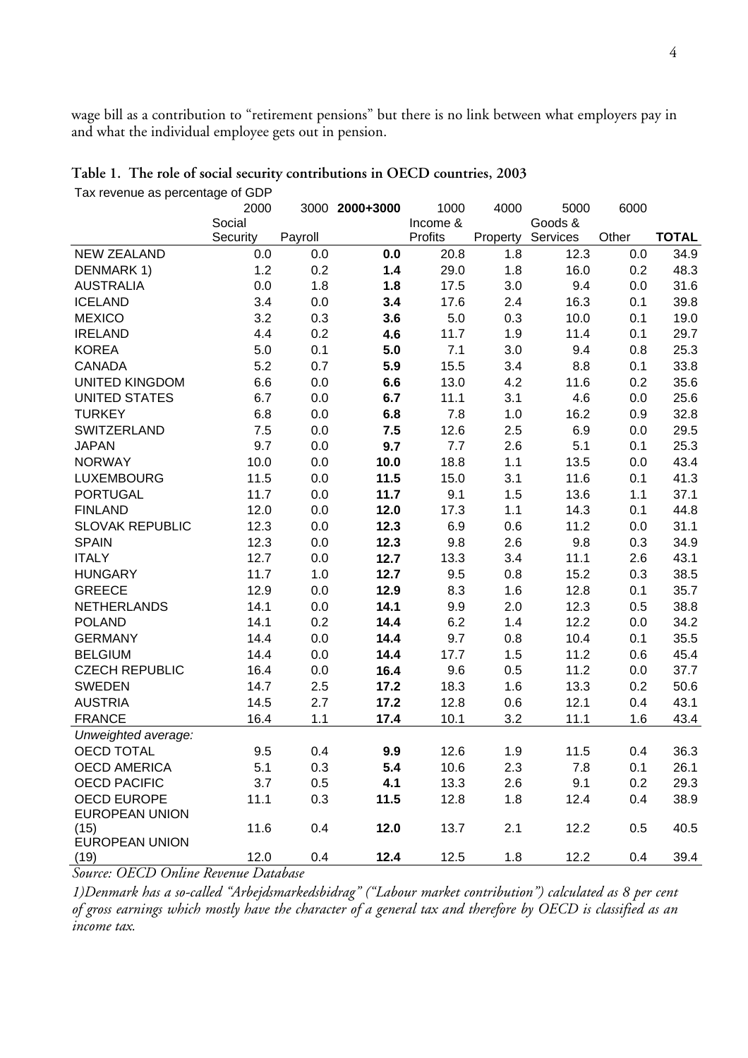wage bill as a contribution to "retirement pensions" but there is no link between what employers pay in and what the individual employee gets out in pension.

**Table 1. The role of social security contributions in OECD countries, 2003**

Tax revenue as percentage of GDP

| | 2000 Social Security | 3000 Payroll | **2000+3000** | 1000 Income & Profits | 4000 Property | 5000 Goods & Services | 6000 Other | **TOTAL** |
|---|---|---|---|---|---|---|---|---|
| NEW ZEALAND | 0.0 | 0.0 | **0.0** | 20.8 | 1.8 | 12.3 | 0.0 | 34.9 |
| DENMARK 1) | 1.2 | 0.2 | **1.4** | 29.0 | 1.8 | 16.0 | 0.2 | 48.3 |
| AUSTRALIA | 0.0 | 1.8 | **1.8** | 17.5 | 3.0 | 9.4 | 0.0 | 31.6 |
| ICELAND | 3.4 | 0.0 | **3.4** | 17.6 | 2.4 | 16.3 | 0.1 | 39.8 |
| MEXICO | 3.2 | 0.3 | **3.6** | 5.0 | 0.3 | 10.0 | 0.1 | 19.0 |
| IRELAND | 4.4 | 0.2 | **4.6** | 11.7 | 1.9 | 11.4 | 0.1 | 29.7 |
| KOREA | 5.0 | 0.1 | **5.0** | 7.1 | 3.0 | 9.4 | 0.8 | 25.3 |
| CANADA | 5.2 | 0.7 | **5.9** | 15.5 | 3.4 | 8.8 | 0.1 | 33.8 |
| UNITED KINGDOM | 6.6 | 0.0 | **6.6** | 13.0 | 4.2 | 11.6 | 0.2 | 35.6 |
| UNITED STATES | 6.7 | 0.0 | **6.7** | 11.1 | 3.1 | 4.6 | 0.0 | 25.6 |
| TURKEY | 6.8 | 0.0 | **6.8** | 7.8 | 1.0 | 16.2 | 0.9 | 32.8 |
| SWITZERLAND | 7.5 | 0.0 | **7.5** | 12.6 | 2.5 | 6.9 | 0.0 | 29.5 |
| JAPAN | 9.7 | 0.0 | **9.7** | 7.7 | 2.6 | 5.1 | 0.1 | 25.3 |
| NORWAY | 10.0 | 0.0 | **10.0** | 18.8 | 1.1 | 13.5 | 0.0 | 43.4 |
| LUXEMBOURG | 11.5 | 0.0 | **11.5** | 15.0 | 3.1 | 11.6 | 0.1 | 41.3 |
| PORTUGAL | 11.7 | 0.0 | **11.7** | 9.1 | 1.5 | 13.6 | 1.1 | 37.1 |
| FINLAND | 12.0 | 0.0 | **12.0** | 17.3 | 1.1 | 14.3 | 0.1 | 44.8 |
| SLOVAK REPUBLIC | 12.3 | 0.0 | **12.3** | 6.9 | 0.6 | 11.2 | 0.0 | 31.1 |
| SPAIN | 12.3 | 0.0 | **12.3** | 9.8 | 2.6 | 9.8 | 0.3 | 34.9 |
| ITALY | 12.7 | 0.0 | **12.7** | 13.3 | 3.4 | 11.1 | 2.6 | 43.1 |
| HUNGARY | 11.7 | 1.0 | **12.7** | 9.5 | 0.8 | 15.2 | 0.3 | 38.5 |
| GREECE | 12.9 | 0.0 | **12.9** | 8.3 | 1.6 | 12.8 | 0.1 | 35.7 |
| NETHERLANDS | 14.1 | 0.0 | **14.1** | 9.9 | 2.0 | 12.3 | 0.5 | 38.8 |
| POLAND | 14.1 | 0.2 | **14.4** | 6.2 | 1.4 | 12.2 | 0.0 | 34.2 |
| GERMANY | 14.4 | 0.0 | **14.4** | 9.7 | 0.8 | 10.4 | 0.1 | 35.5 |
| BELGIUM | 14.4 | 0.0 | **14.4** | 17.7 | 1.5 | 11.2 | 0.6 | 45.4 |
| CZECH REPUBLIC | 16.4 | 0.0 | **16.4** | 9.6 | 0.5 | 11.2 | 0.0 | 37.7 |
| SWEDEN | 14.7 | 2.5 | **17.2** | 18.3 | 1.6 | 13.3 | 0.2 | 50.6 |
| AUSTRIA | 14.5 | 2.7 | **17.2** | 12.8 | 0.6 | 12.1 | 0.4 | 43.1 |
| FRANCE | 16.4 | 1.1 | **17.4** | 10.1 | 3.2 | 11.1 | 1.6 | 43.4 |
| *Unweighted average:* | | | | | | | | |
| OECD TOTAL | 9.5 | 0.4 | **9.9** | 12.6 | 1.9 | 11.5 | 0.4 | 36.3 |
| OECD AMERICA | 5.1 | 0.3 | **5.4** | 10.6 | 2.3 | 7.8 | 0.1 | 26.1 |
| OECD PACIFIC | 3.7 | 0.5 | **4.1** | 13.3 | 2.6 | 9.1 | 0.2 | 29.3 |
| OECD EUROPE | 11.1 | 0.3 | **11.5** | 12.8 | 1.8 | 12.4 | 0.4 | 38.9 |
| EUROPEAN UNION (15) | 11.6 | 0.4 | **12.0** | 13.7 | 2.1 | 12.2 | 0.5 | 40.5 |
| EUROPEAN UNION (19) | 12.0 | 0.4 | **12.4** | 12.5 | 1.8 | 12.2 | 0.4 | 39.4 |

*Source: OECD Online Revenue Database*

*1)Denmark has a so-called "Arbejdsmarkedsbidrag" ("Labour market contribution") calculated as 8 per cent of gross earnings which mostly have the character of a general tax and therefore by OECD is classified as an income tax.*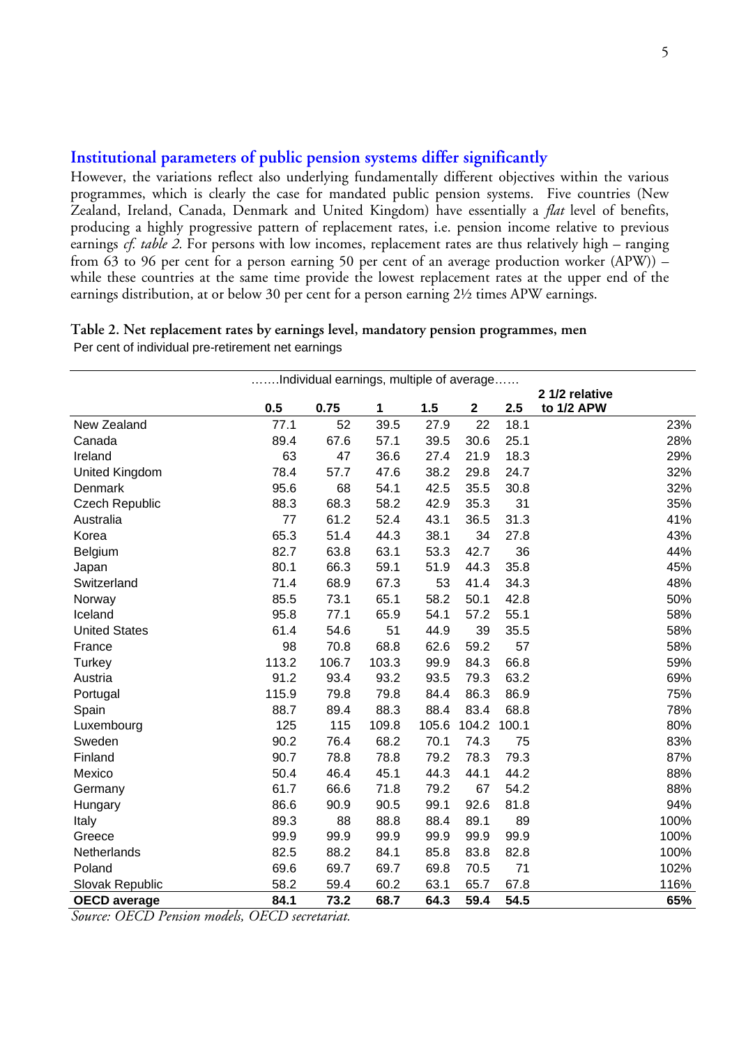## Institutional parameters of public pension systems differ significantly

However, the variations reflect also underlying fundamentally different objectives within the various programmes, which is clearly the case for mandated public pension systems. Five countries (New Zealand, Ireland, Canada, Denmark and United Kingdom) have essentially a *flat* level of benefits, producing a highly progressive pattern of replacement rates, i.e. pension income relative to previous earnings *cf. table 2.* For persons with low incomes, replacement rates are thus relatively high – ranging from 63 to 96 per cent for a person earning 50 per cent of an average production worker (APW)) – while these countries at the same time provide the lowest replacement rates at the upper end of the earnings distribution, at or below 30 per cent for a person earning 2½ times APW earnings.

**Table 2. Net replacement rates by earnings level, mandatory pension programmes, men**

Per cent of individual pre-retirement net earnings

| | …….Individual earnings, multiple of average…… | | | | | | |
|---|---|---|---|---|---|---|---|
| | **0.5** | **0.75** | **1** | **1.5** | **2** | **2.5** | **2 1/2 relative to 1/2 APW** |
| New Zealand | 77.1 | 52 | 39.5 | 27.9 | 22 | 18.1 | 23% |
| Canada | 89.4 | 67.6 | 57.1 | 39.5 | 30.6 | 25.1 | 28% |
| Ireland | 63 | 47 | 36.6 | 27.4 | 21.9 | 18.3 | 29% |
| United Kingdom | 78.4 | 57.7 | 47.6 | 38.2 | 29.8 | 24.7 | 32% |
| Denmark | 95.6 | 68 | 54.1 | 42.5 | 35.5 | 30.8 | 32% |
| Czech Republic | 88.3 | 68.3 | 58.2 | 42.9 | 35.3 | 31 | 35% |
| Australia | 77 | 61.2 | 52.4 | 43.1 | 36.5 | 31.3 | 41% |
| Korea | 65.3 | 51.4 | 44.3 | 38.1 | 34 | 27.8 | 43% |
| Belgium | 82.7 | 63.8 | 63.1 | 53.3 | 42.7 | 36 | 44% |
| Japan | 80.1 | 66.3 | 59.1 | 51.9 | 44.3 | 35.8 | 45% |
| Switzerland | 71.4 | 68.9 | 67.3 | 53 | 41.4 | 34.3 | 48% |
| Norway | 85.5 | 73.1 | 65.1 | 58.2 | 50.1 | 42.8 | 50% |
| Iceland | 95.8 | 77.1 | 65.9 | 54.1 | 57.2 | 55.1 | 58% |
| United States | 61.4 | 54.6 | 51 | 44.9 | 39 | 35.5 | 58% |
| France | 98 | 70.8 | 68.8 | 62.6 | 59.2 | 57 | 58% |
| Turkey | 113.2 | 106.7 | 103.3 | 99.9 | 84.3 | 66.8 | 59% |
| Austria | 91.2 | 93.4 | 93.2 | 93.5 | 79.3 | 63.2 | 69% |
| Portugal | 115.9 | 79.8 | 79.8 | 84.4 | 86.3 | 86.9 | 75% |
| Spain | 88.7 | 89.4 | 88.3 | 88.4 | 83.4 | 68.8 | 78% |
| Luxembourg | 125 | 115 | 109.8 | 105.6 | 104.2 | 100.1 | 80% |
| Sweden | 90.2 | 76.4 | 68.2 | 70.1 | 74.3 | 75 | 83% |
| Finland | 90.7 | 78.8 | 78.8 | 79.2 | 78.3 | 79.3 | 87% |
| Mexico | 50.4 | 46.4 | 45.1 | 44.3 | 44.1 | 44.2 | 88% |
| Germany | 61.7 | 66.6 | 71.8 | 79.2 | 67 | 54.2 | 88% |
| Hungary | 86.6 | 90.9 | 90.5 | 99.1 | 92.6 | 81.8 | 94% |
| Italy | 89.3 | 88 | 88.8 | 88.4 | 89.1 | 89 | 100% |
| Greece | 99.9 | 99.9 | 99.9 | 99.9 | 99.9 | 99.9 | 100% |
| Netherlands | 82.5 | 88.2 | 84.1 | 85.8 | 83.8 | 82.8 | 100% |
| Poland | 69.6 | 69.7 | 69.7 | 69.8 | 70.5 | 71 | 102% |
| Slovak Republic | 58.2 | 59.4 | 60.2 | 63.1 | 65.7 | 67.8 | 116% |
| **OECD average** | **84.1** | **73.2** | **68.7** | **64.3** | **59.4** | **54.5** | **65%** |

*Source: OECD Pension models, OECD secretariat.*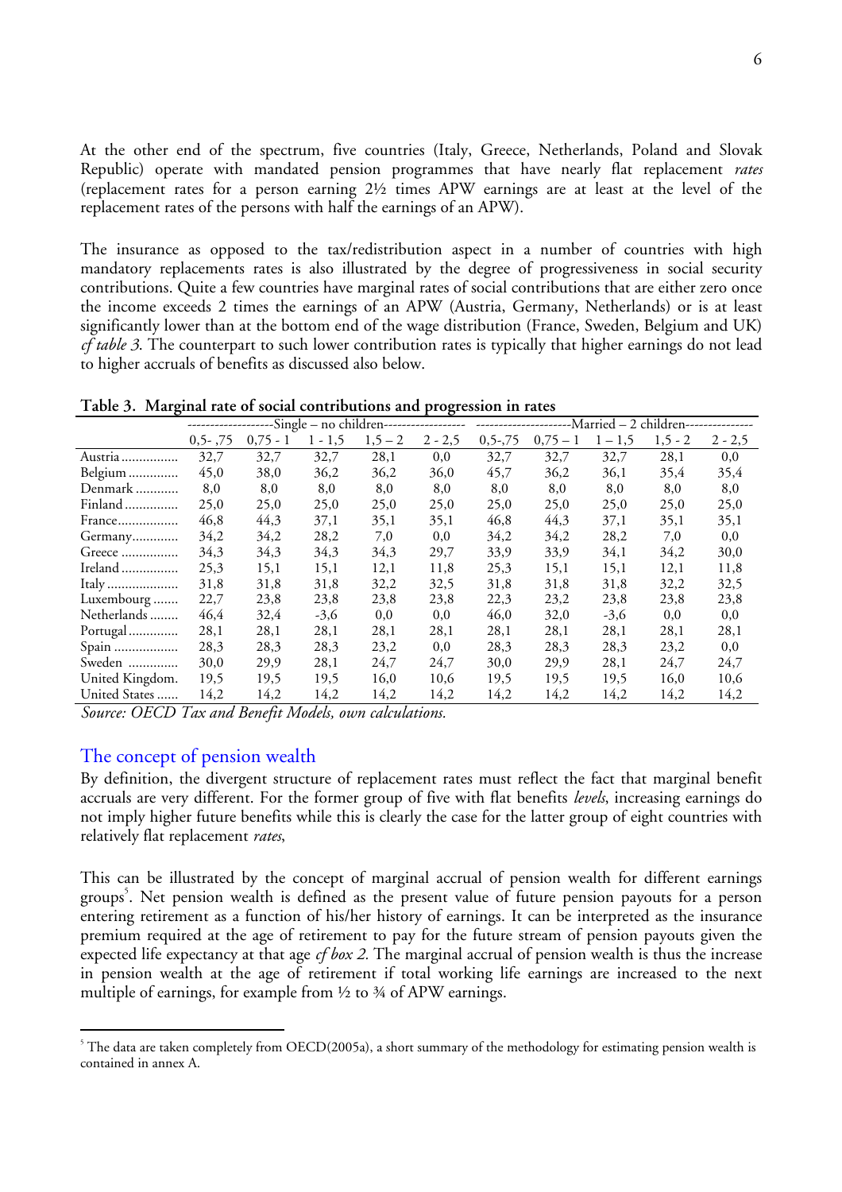At the other end of the spectrum, five countries (Italy, Greece, Netherlands, Poland and Slovak Republic) operate with mandated pension programmes that have nearly flat replacement *rates* (replacement rates for a person earning 2½ times APW earnings are at least at the level of the replacement rates of the persons with half the earnings of an APW).

The insurance as opposed to the tax/redistribution aspect in a number of countries with high mandatory replacements rates is also illustrated by the degree of progressiveness in social security contributions. Quite a few countries have marginal rates of social contributions that are either zero once the income exceeds 2 times the earnings of an APW (Austria, Germany, Netherlands) or is at least significantly lower than at the bottom end of the wage distribution (France, Sweden, Belgium and UK) *cf table 3*. The counterpart to such lower contribution rates is typically that higher earnings do not lead to higher accruals of benefits as discussed also below.

**Table 3. Marginal rate of social contributions and progression in rates**

| | Single – no children | | | | | Married – 2 children | | | | |
|---|---|---|---|---|---|---|---|---|---|---|
| | 0,5- ,75 | 0,75 - 1 | 1 - 1,5 | 1,5 – 2 | 2 - 2,5 | 0,5-,75 | 0,75 – 1 | 1 – 1,5 | 1,5 - 2 | 2 - 2,5 |
| Austria | 32,7 | 32,7 | 32,7 | 28,1 | 0,0 | 32,7 | 32,7 | 32,7 | 28,1 | 0,0 |
| Belgium | 45,0 | 38,0 | 36,2 | 36,2 | 36,0 | 45,7 | 36,2 | 36,1 | 35,4 | 35,4 |
| Denmark | 8,0 | 8,0 | 8,0 | 8,0 | 8,0 | 8,0 | 8,0 | 8,0 | 8,0 | 8,0 |
| Finland | 25,0 | 25,0 | 25,0 | 25,0 | 25,0 | 25,0 | 25,0 | 25,0 | 25,0 | 25,0 |
| France | 46,8 | 44,3 | 37,1 | 35,1 | 35,1 | 46,8 | 44,3 | 37,1 | 35,1 | 35,1 |
| Germany | 34,2 | 34,2 | 28,2 | 7,0 | 0,0 | 34,2 | 34,2 | 28,2 | 7,0 | 0,0 |
| Greece | 34,3 | 34,3 | 34,3 | 34,3 | 29,7 | 33,9 | 33,9 | 34,1 | 34,2 | 30,0 |
| Ireland | 25,3 | 15,1 | 15,1 | 12,1 | 11,8 | 25,3 | 15,1 | 15,1 | 12,1 | 11,8 |
| Italy | 31,8 | 31,8 | 31,8 | 32,2 | 32,5 | 31,8 | 31,8 | 31,8 | 32,2 | 32,5 |
| Luxembourg | 22,7 | 23,8 | 23,8 | 23,8 | 23,8 | 22,3 | 23,2 | 23,8 | 23,8 | 23,8 |
| Netherlands | 46,4 | 32,4 | -3,6 | 0,0 | 0,0 | 46,0 | 32,0 | -3,6 | 0,0 | 0,0 |
| Portugal | 28,1 | 28,1 | 28,1 | 28,1 | 28,1 | 28,1 | 28,1 | 28,1 | 28,1 | 28,1 |
| Spain | 28,3 | 28,3 | 28,3 | 23,2 | 0,0 | 28,3 | 28,3 | 28,3 | 23,2 | 0,0 |
| Sweden | 30,0 | 29,9 | 28,1 | 24,7 | 24,7 | 30,0 | 29,9 | 28,1 | 24,7 | 24,7 |
| United Kingdom. | 19,5 | 19,5 | 19,5 | 16,0 | 10,6 | 19,5 | 19,5 | 19,5 | 16,0 | 10,6 |
| United States | 14,2 | 14,2 | 14,2 | 14,2 | 14,2 | 14,2 | 14,2 | 14,2 | 14,2 | 14,2 |

*Source: OECD Tax and Benefit Models, own calculations.*

## The concept of pension wealth

By definition, the divergent structure of replacement rates must reflect the fact that marginal benefit accruals are very different. For the former group of five with flat benefits *levels*, increasing earnings do not imply higher future benefits while this is clearly the case for the latter group of eight countries with relatively flat replacement *rates*,

This can be illustrated by the concept of marginal accrual of pension wealth for different earnings groups[5]. Net pension wealth is defined as the present value of future pension payouts for a person entering retirement as a function of his/her history of earnings. It can be interpreted as the insurance premium required at the age of retirement to pay for the future stream of pension payouts given the expected life expectancy at that age *cf box 2.* The marginal accrual of pension wealth is thus the increase in pension wealth at the age of retirement if total working life earnings are increased to the next multiple of earnings, for example from ½ to ¾ of APW earnings.

[5] The data are taken completely from OECD(2005a), a short summary of the methodology for estimating pension wealth is contained in annex A.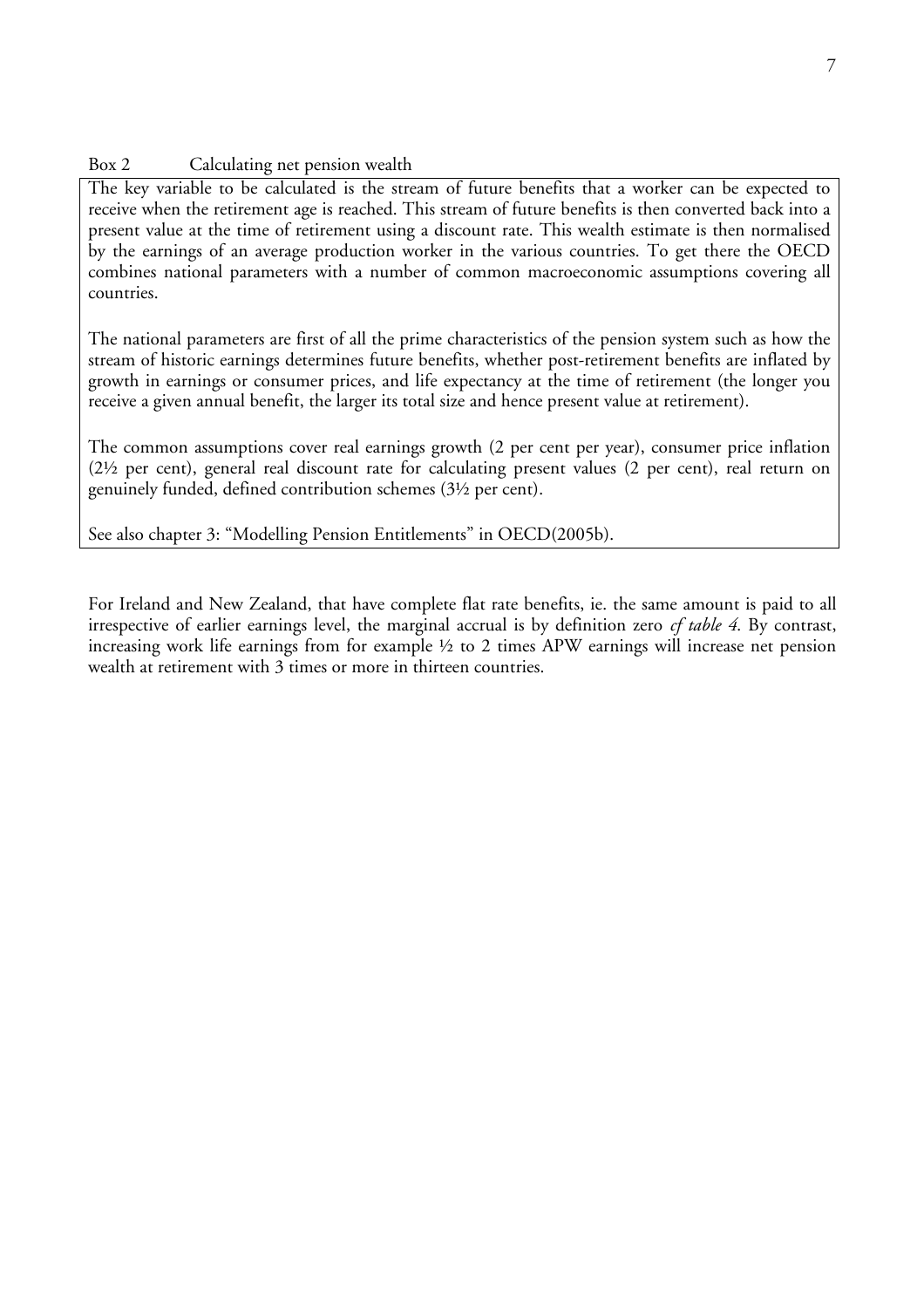Box 2 Calculating net pension wealth

The key variable to be calculated is the stream of future benefits that a worker can be expected to receive when the retirement age is reached. This stream of future benefits is then converted back into a present value at the time of retirement using a discount rate. This wealth estimate is then normalised by the earnings of an average production worker in the various countries. To get there the OECD combines national parameters with a number of common macroeconomic assumptions covering all countries.

The national parameters are first of all the prime characteristics of the pension system such as how the stream of historic earnings determines future benefits, whether post-retirement benefits are inflated by growth in earnings or consumer prices, and life expectancy at the time of retirement (the longer you receive a given annual benefit, the larger its total size and hence present value at retirement).

The common assumptions cover real earnings growth (2 per cent per year), consumer price inflation (2½ per cent), general real discount rate for calculating present values (2 per cent), real return on genuinely funded, defined contribution schemes (3½ per cent).

See also chapter 3: "Modelling Pension Entitlements" in OECD(2005b).

For Ireland and New Zealand, that have complete flat rate benefits, ie. the same amount is paid to all irrespective of earlier earnings level, the marginal accrual is by definition zero *cf table 4*. By contrast, increasing work life earnings from for example ½ to 2 times APW earnings will increase net pension wealth at retirement with 3 times or more in thirteen countries.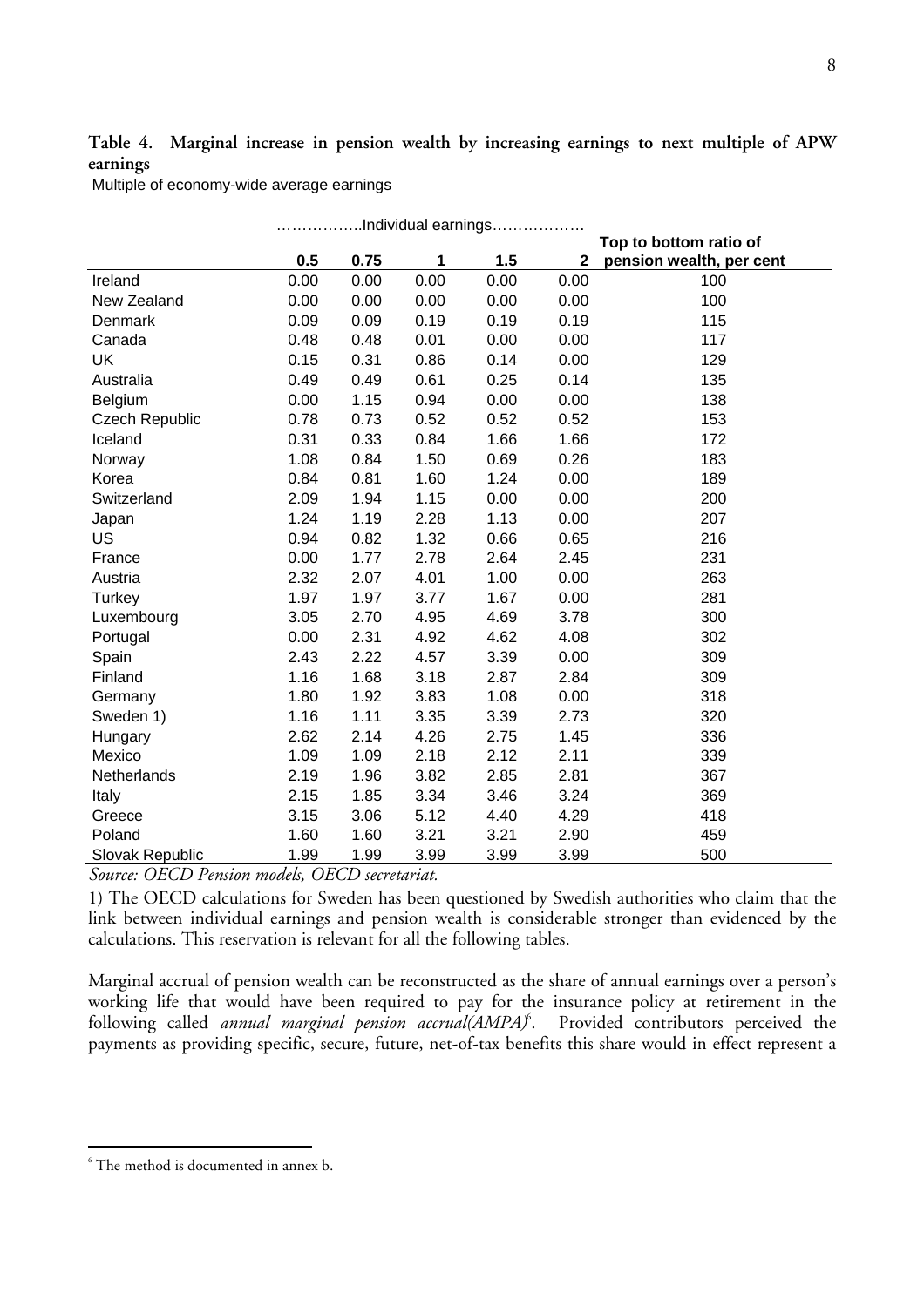**Table 4. Marginal increase in pension wealth by increasing earnings to next multiple of APW earnings**

Multiple of economy-wide average earnings

| | ……………..Individual earnings……………… | | | | | Top to bottom ratio of pension wealth, per cent |
|---|---|---|---|---|---|---|
| | 0.5 | 0.75 | 1 | 1.5 | 2 | |
| Ireland | 0.00 | 0.00 | 0.00 | 0.00 | 0.00 | 100 |
| New Zealand | 0.00 | 0.00 | 0.00 | 0.00 | 0.00 | 100 |
| Denmark | 0.09 | 0.09 | 0.19 | 0.19 | 0.19 | 115 |
| Canada | 0.48 | 0.48 | 0.01 | 0.00 | 0.00 | 117 |
| UK | 0.15 | 0.31 | 0.86 | 0.14 | 0.00 | 129 |
| Australia | 0.49 | 0.49 | 0.61 | 0.25 | 0.14 | 135 |
| Belgium | 0.00 | 1.15 | 0.94 | 0.00 | 0.00 | 138 |
| Czech Republic | 0.78 | 0.73 | 0.52 | 0.52 | 0.52 | 153 |
| Iceland | 0.31 | 0.33 | 0.84 | 1.66 | 1.66 | 172 |
| Norway | 1.08 | 0.84 | 1.50 | 0.69 | 0.26 | 183 |
| Korea | 0.84 | 0.81 | 1.60 | 1.24 | 0.00 | 189 |
| Switzerland | 2.09 | 1.94 | 1.15 | 0.00 | 0.00 | 200 |
| Japan | 1.24 | 1.19 | 2.28 | 1.13 | 0.00 | 207 |
| US | 0.94 | 0.82 | 1.32 | 0.66 | 0.65 | 216 |
| France | 0.00 | 1.77 | 2.78 | 2.64 | 2.45 | 231 |
| Austria | 2.32 | 2.07 | 4.01 | 1.00 | 0.00 | 263 |
| Turkey | 1.97 | 1.97 | 3.77 | 1.67 | 0.00 | 281 |
| Luxembourg | 3.05 | 2.70 | 4.95 | 4.69 | 3.78 | 300 |
| Portugal | 0.00 | 2.31 | 4.92 | 4.62 | 4.08 | 302 |
| Spain | 2.43 | 2.22 | 4.57 | 3.39 | 0.00 | 309 |
| Finland | 1.16 | 1.68 | 3.18 | 2.87 | 2.84 | 309 |
| Germany | 1.80 | 1.92 | 3.83 | 1.08 | 0.00 | 318 |
| Sweden 1) | 1.16 | 1.11 | 3.35 | 3.39 | 2.73 | 320 |
| Hungary | 2.62 | 2.14 | 4.26 | 2.75 | 1.45 | 336 |
| Mexico | 1.09 | 1.09 | 2.18 | 2.12 | 2.11 | 339 |
| Netherlands | 2.19 | 1.96 | 3.82 | 2.85 | 2.81 | 367 |
| Italy | 2.15 | 1.85 | 3.34 | 3.46 | 3.24 | 369 |
| Greece | 3.15 | 3.06 | 5.12 | 4.40 | 4.29 | 418 |
| Poland | 1.60 | 1.60 | 3.21 | 3.21 | 2.90 | 459 |
| Slovak Republic | 1.99 | 1.99 | 3.99 | 3.99 | 3.99 | 500 |

*Source: OECD Pension models, OECD secretariat.*

1) The OECD calculations for Sweden has been questioned by Swedish authorities who claim that the link between individual earnings and pension wealth is considerable stronger than evidenced by the calculations. This reservation is relevant for all the following tables.

Marginal accrual of pension wealth can be reconstructed as the share of annual earnings over a person's working life that would have been required to pay for the insurance policy at retirement in the following called *annual marginal pension accrual(AMPA)*[6]. Provided contributors perceived the payments as providing specific, secure, future, net-of-tax benefits this share would in effect represent a

[6] The method is documented in annex b.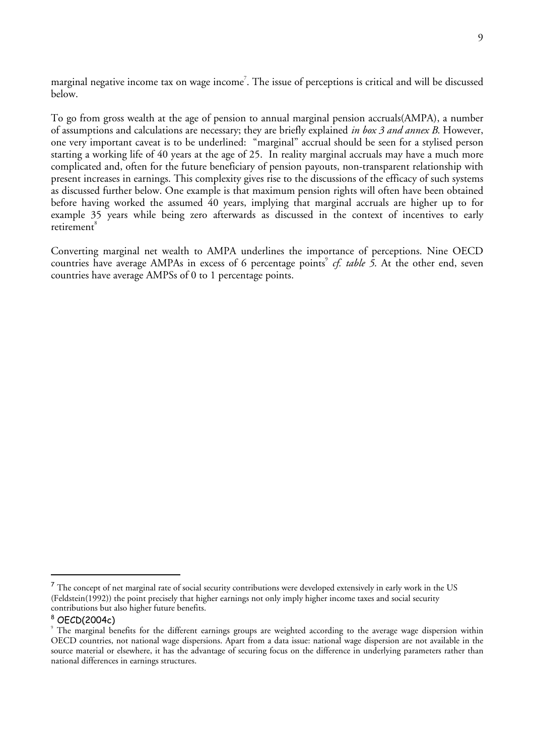marginal negative income tax on wage income[7]. The issue of perceptions is critical and will be discussed below.

To go from gross wealth at the age of pension to annual marginal pension accruals(AMPA), a number of assumptions and calculations are necessary; they are briefly explained *in box 3 and annex B*. However, one very important caveat is to be underlined: "marginal" accrual should be seen for a stylised person starting a working life of 40 years at the age of 25. In reality marginal accruals may have a much more complicated and, often for the future beneficiary of pension payouts, non-transparent relationship with present increases in earnings. This complexity gives rise to the discussions of the efficacy of such systems as discussed further below. One example is that maximum pension rights will often have been obtained before having worked the assumed 40 years, implying that marginal accruals are higher up to for example 35 years while being zero afterwards as discussed in the context of incentives to early retirement[8]

Converting marginal net wealth to AMPA underlines the importance of perceptions. Nine OECD countries have average AMPAs in excess of 6 percentage points[9] *cf. table 5*. At the other end, seven countries have average AMPSs of 0 to 1 percentage points.

---

[7] The concept of net marginal rate of social security contributions were developed extensively in early work in the US (Feldstein(1992)) the point precisely that higher earnings not only imply higher income taxes and social security contributions but also higher future benefits.

[8] OECD(2004c)

[9] The marginal benefits for the different earnings groups are weighted according to the average wage dispersion within OECD countries, not national wage dispersions. Apart from a data issue: national wage dispersion are not available in the source material or elsewhere, it has the advantage of securing focus on the difference in underlying parameters rather than national differences in earnings structures.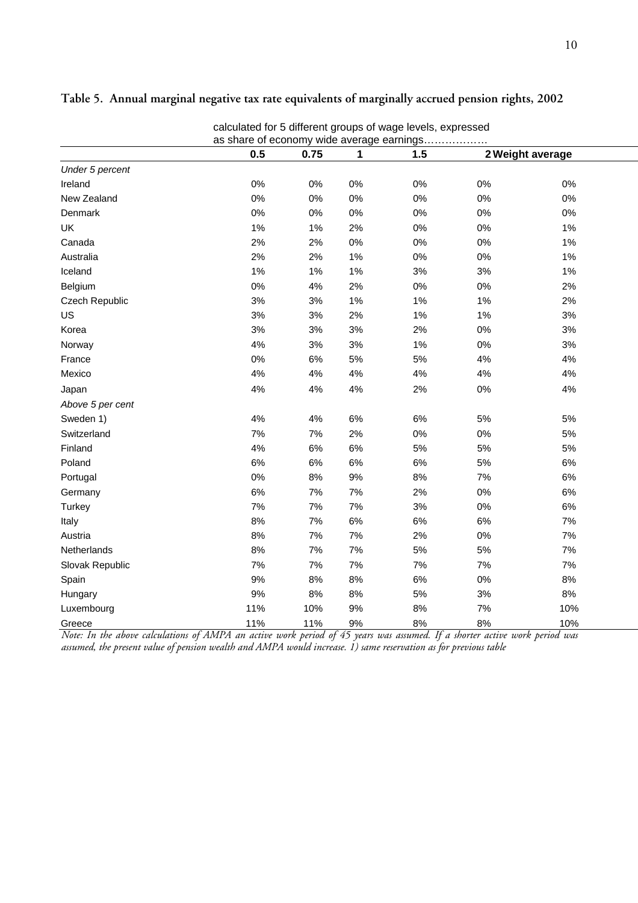**Table 5. Annual marginal negative tax rate equivalents of marginally accrued pension rights, 2002**

| | calculated for 5 different groups of wage levels, expressed as share of economy wide average earnings……………… | | | | | |
|---|---|---|---|---|---|---|
| | 0.5 | 0.75 | 1 | 1.5 | 2 | Weight average |
| *Under 5 percent* | | | | | | |
| Ireland | 0% | 0% | 0% | 0% | 0% | 0% |
| New Zealand | 0% | 0% | 0% | 0% | 0% | 0% |
| Denmark | 0% | 0% | 0% | 0% | 0% | 0% |
| UK | 1% | 1% | 2% | 0% | 0% | 1% |
| Canada | 2% | 2% | 0% | 0% | 0% | 1% |
| Australia | 2% | 2% | 1% | 0% | 0% | 1% |
| Iceland | 1% | 1% | 1% | 3% | 3% | 1% |
| Belgium | 0% | 4% | 2% | 0% | 0% | 2% |
| Czech Republic | 3% | 3% | 1% | 1% | 1% | 2% |
| US | 3% | 3% | 2% | 1% | 1% | 3% |
| Korea | 3% | 3% | 3% | 2% | 0% | 3% |
| Norway | 4% | 3% | 3% | 1% | 0% | 3% |
| France | 0% | 6% | 5% | 5% | 4% | 4% |
| Mexico | 4% | 4% | 4% | 4% | 4% | 4% |
| Japan | 4% | 4% | 4% | 2% | 0% | 4% |
| *Above 5 per cent* | | | | | | |
| Sweden 1) | 4% | 4% | 6% | 6% | 5% | 5% |
| Switzerland | 7% | 7% | 2% | 0% | 0% | 5% |
| Finland | 4% | 6% | 6% | 5% | 5% | 5% |
| Poland | 6% | 6% | 6% | 6% | 5% | 6% |
| Portugal | 0% | 8% | 9% | 8% | 7% | 6% |
| Germany | 6% | 7% | 7% | 2% | 0% | 6% |
| Turkey | 7% | 7% | 7% | 3% | 0% | 6% |
| Italy | 8% | 7% | 6% | 6% | 6% | 7% |
| Austria | 8% | 7% | 7% | 2% | 0% | 7% |
| Netherlands | 8% | 7% | 7% | 5% | 5% | 7% |
| Slovak Republic | 7% | 7% | 7% | 7% | 7% | 7% |
| Spain | 9% | 8% | 8% | 6% | 0% | 8% |
| Hungary | 9% | 8% | 8% | 5% | 3% | 8% |
| Luxembourg | 11% | 10% | 9% | 8% | 7% | 10% |
| Greece | 11% | 11% | 9% | 8% | 8% | 10% |

*Note: In the above calculations of AMPA an active work period of 45 years was assumed. If a shorter active work period was assumed, the present value of pension wealth and AMPA would increase. 1) same reservation as for previous table*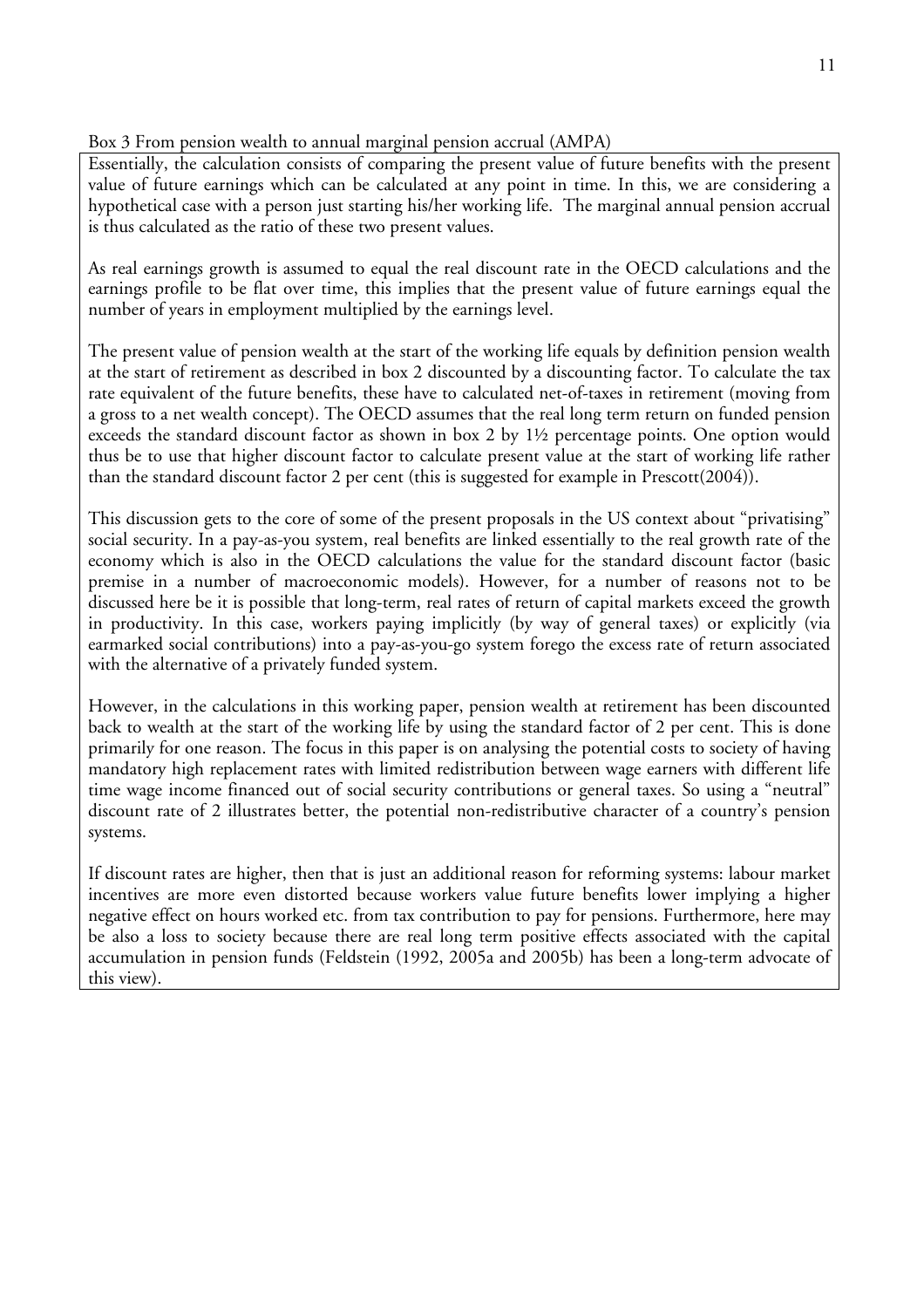Box 3 From pension wealth to annual marginal pension accrual (AMPA)

Essentially, the calculation consists of comparing the present value of future benefits with the present value of future earnings which can be calculated at any point in time. In this, we are considering a hypothetical case with a person just starting his/her working life. The marginal annual pension accrual is thus calculated as the ratio of these two present values.

As real earnings growth is assumed to equal the real discount rate in the OECD calculations and the earnings profile to be flat over time, this implies that the present value of future earnings equal the number of years in employment multiplied by the earnings level.

The present value of pension wealth at the start of the working life equals by definition pension wealth at the start of retirement as described in box 2 discounted by a discounting factor. To calculate the tax rate equivalent of the future benefits, these have to calculated net-of-taxes in retirement (moving from a gross to a net wealth concept). The OECD assumes that the real long term return on funded pension exceeds the standard discount factor as shown in box 2 by 1½ percentage points. One option would thus be to use that higher discount factor to calculate present value at the start of working life rather than the standard discount factor 2 per cent (this is suggested for example in Prescott(2004)).

This discussion gets to the core of some of the present proposals in the US context about "privatising" social security. In a pay-as-you system, real benefits are linked essentially to the real growth rate of the economy which is also in the OECD calculations the value for the standard discount factor (basic premise in a number of macroeconomic models). However, for a number of reasons not to be discussed here be it is possible that long-term, real rates of return of capital markets exceed the growth in productivity. In this case, workers paying implicitly (by way of general taxes) or explicitly (via earmarked social contributions) into a pay-as-you-go system forego the excess rate of return associated with the alternative of a privately funded system.

However, in the calculations in this working paper, pension wealth at retirement has been discounted back to wealth at the start of the working life by using the standard factor of 2 per cent. This is done primarily for one reason. The focus in this paper is on analysing the potential costs to society of having mandatory high replacement rates with limited redistribution between wage earners with different life time wage income financed out of social security contributions or general taxes. So using a "neutral" discount rate of 2 illustrates better, the potential non-redistributive character of a country's pension systems.

If discount rates are higher, then that is just an additional reason for reforming systems: labour market incentives are more even distorted because workers value future benefits lower implying a higher negative effect on hours worked etc. from tax contribution to pay for pensions. Furthermore, here may be also a loss to society because there are real long term positive effects associated with the capital accumulation in pension funds (Feldstein (1992, 2005a and 2005b) has been a long-term advocate of this view).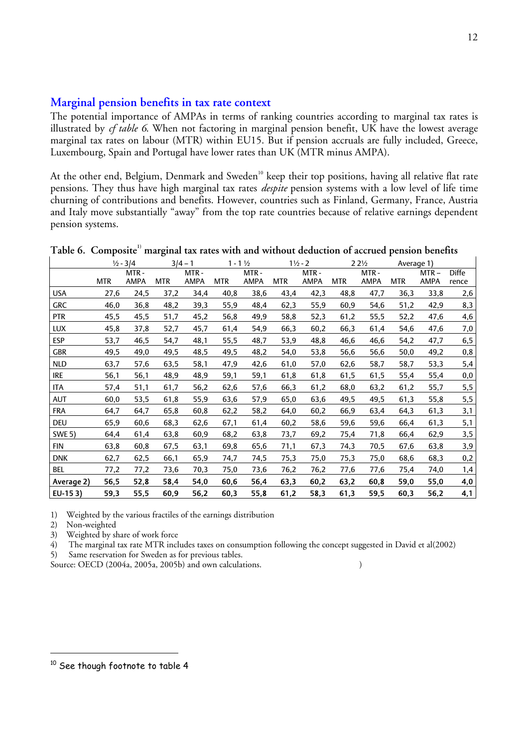## Marginal pension benefits in tax rate context

The potential importance of AMPAs in terms of ranking countries according to marginal tax rates is illustrated by *cf table 6*. When not factoring in marginal pension benefit, UK have the lowest average marginal tax rates on labour (MTR) within EU15. But if pension accruals are fully included, Greece, Luxembourg, Spain and Portugal have lower rates than UK (MTR minus AMPA).

At the other end, Belgium, Denmark and Sweden[10] keep their top positions, having all relative flat rate pensions. They thus have high marginal tax rates *despite* pension systems with a low level of life time churning of contributions and benefits. However, countries such as Finland, Germany, France, Austria and Italy move substantially "away" from the top rate countries because of relative earnings dependent pension systems.

**Table 6. Composite[1)] marginal tax rates with and without deduction of accrued pension benefits**

| | ½ - 3/4 | | 3/4 – 1 | | 1 - 1 ½ | | 1½ - 2 | | 2 2½ | | Average 1) | | |
|---|---|---|---|---|---|---|---|---|---|---|---|---|---|
| | MTR | MTR - AMPA | MTR | MTR - AMPA | MTR | MTR - AMPA | MTR | MTR - AMPA | MTR | MTR - AMPA | MTR | MTR – AMPA | Difference |
| USA | 27,6 | 24,5 | 37,2 | 34,4 | 40,8 | 38,6 | 43,4 | 42,3 | 48,8 | 47,7 | 36,3 | 33,8 | 2,6 |
| GRC | 46,0 | 36,8 | 48,2 | 39,3 | 55,9 | 48,4 | 62,3 | 55,9 | 60,9 | 54,6 | 51,2 | 42,9 | 8,3 |
| PTR | 45,5 | 45,5 | 51,7 | 45,2 | 56,8 | 49,9 | 58,8 | 52,3 | 61,2 | 55,5 | 52,2 | 47,6 | 4,6 |
| LUX | 45,8 | 37,8 | 52,7 | 45,7 | 61,4 | 54,9 | 66,3 | 60,2 | 66,3 | 61,4 | 54,6 | 47,6 | 7,0 |
| ESP | 53,7 | 46,5 | 54,7 | 48,1 | 55,5 | 48,7 | 53,9 | 48,8 | 46,6 | 46,6 | 54,2 | 47,7 | 6,5 |
| GBR | 49,5 | 49,0 | 49,5 | 48,5 | 49,5 | 48,2 | 54,0 | 53,8 | 56,6 | 56,6 | 50,0 | 49,2 | 0,8 |
| NLD | 63,7 | 57,6 | 63,5 | 58,1 | 47,9 | 42,6 | 61,0 | 57,0 | 62,6 | 58,7 | 58,7 | 53,3 | 5,4 |
| IRE | 56,1 | 56,1 | 48,9 | 48,9 | 59,1 | 59,1 | 61,8 | 61,8 | 61,5 | 61,5 | 55,4 | 55,4 | 0,0 |
| ITA | 57,4 | 51,1 | 61,7 | 56,2 | 62,6 | 57,6 | 66,3 | 61,2 | 68,0 | 63,2 | 61,2 | 55,7 | 5,5 |
| AUT | 60,0 | 53,5 | 61,8 | 55,9 | 63,6 | 57,9 | 65,0 | 63,6 | 49,5 | 49,5 | 61,3 | 55,8 | 5,5 |
| FRA | 64,7 | 64,7 | 65,8 | 60,8 | 62,2 | 58,2 | 64,0 | 60,2 | 66,9 | 63,4 | 64,3 | 61,3 | 3,1 |
| DEU | 65,9 | 60,6 | 68,3 | 62,6 | 67,1 | 61,4 | 60,2 | 58,6 | 59,6 | 59,6 | 66,4 | 61,3 | 5,1 |
| SWE 5) | 64,4 | 61,4 | 63,8 | 60,9 | 68,2 | 63,8 | 73,7 | 69,2 | 75,4 | 71,8 | 66,4 | 62,9 | 3,5 |
| FIN | 63,8 | 60,8 | 67,5 | 63,1 | 69,8 | 65,6 | 71,1 | 67,3 | 74,3 | 70,5 | 67,6 | 63,8 | 3,9 |
| DNK | 62,7 | 62,5 | 66,1 | 65,9 | 74,7 | 74,5 | 75,3 | 75,0 | 75,3 | 75,0 | 68,6 | 68,3 | 0,2 |
| BEL | 77,2 | 77,2 | 73,6 | 70,3 | 75,0 | 73,6 | 76,2 | 76,2 | 77,6 | 77,6 | 75,4 | 74,0 | 1,4 |
| **Average 2)** | **56,5** | **52,8** | **58,4** | **54,0** | **60,6** | **56,4** | **63,3** | **60,2** | **63,2** | **60,8** | **59,0** | **55,0** | **4,0** |
| **EU-15 3)** | **59,3** | **55,5** | **60,9** | **56,2** | **60,3** | **55,8** | **61,2** | **58,3** | **61,3** | **59,5** | **60,3** | **56,2** | **4,1** |

1) Weighted by the various fractiles of the earnings distribution
2) Non-weighted
3) Weighted by share of work force
4) The marginal tax rate MTR includes taxes on consumption following the concept suggested in David et al(2002)
5) Same reservation for Sweden as for previous tables.

Source: OECD (2004a, 2005a, 2005b) and own calculations. )

[10] See though footnote to table 4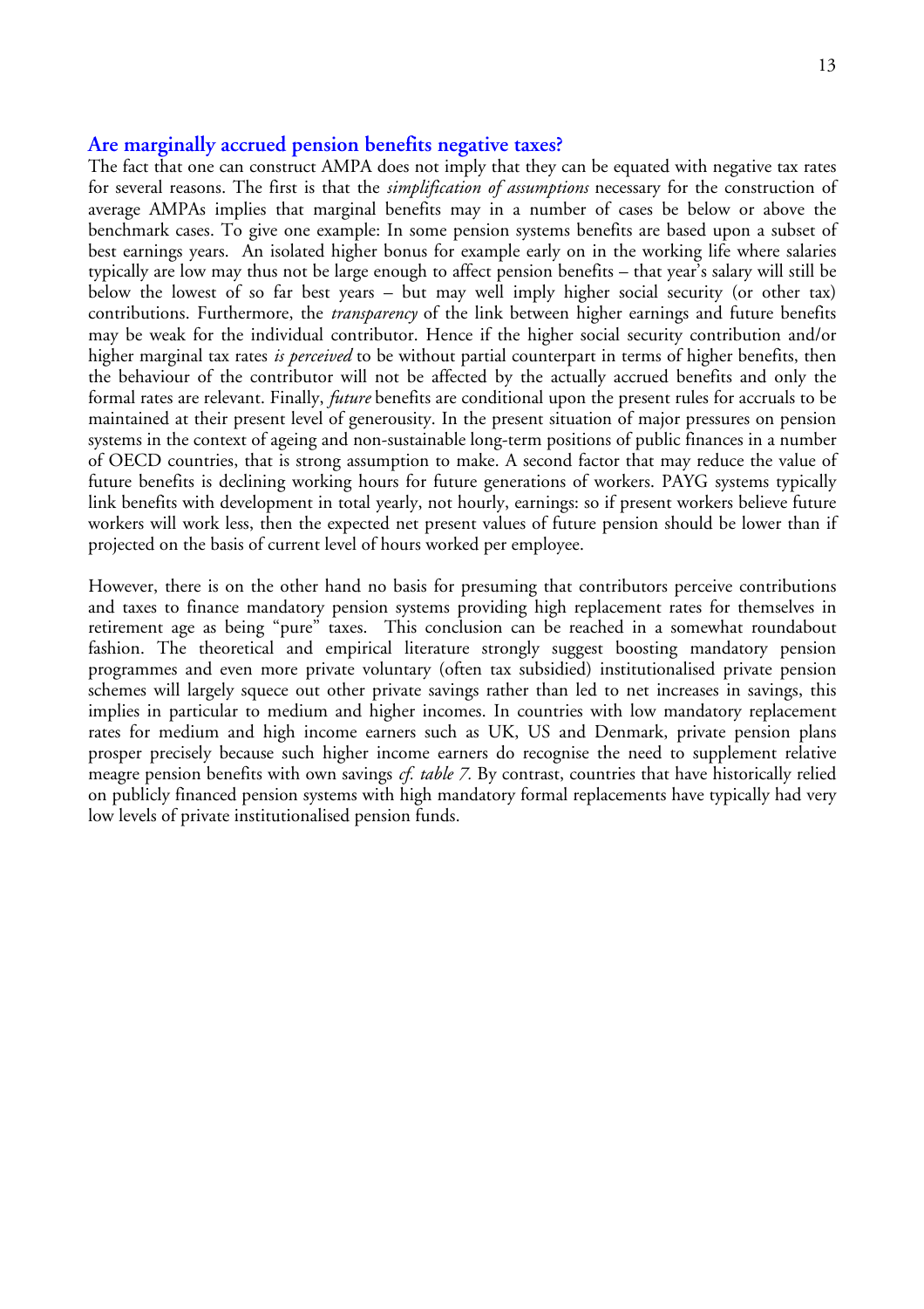## Are marginally accrued pension benefits negative taxes?

The fact that one can construct AMPA does not imply that they can be equated with negative tax rates for several reasons. The first is that the *simplification of assumptions* necessary for the construction of average AMPAs implies that marginal benefits may in a number of cases be below or above the benchmark cases. To give one example: In some pension systems benefits are based upon a subset of best earnings years. An isolated higher bonus for example early on in the working life where salaries typically are low may thus not be large enough to affect pension benefits – that year's salary will still be below the lowest of so far best years – but may well imply higher social security (or other tax) contributions. Furthermore, the *transparency* of the link between higher earnings and future benefits may be weak for the individual contributor. Hence if the higher social security contribution and/or higher marginal tax rates *is perceived* to be without partial counterpart in terms of higher benefits, then the behaviour of the contributor will not be affected by the actually accrued benefits and only the formal rates are relevant. Finally, *future* benefits are conditional upon the present rules for accruals to be maintained at their present level of generousity. In the present situation of major pressures on pension systems in the context of ageing and non-sustainable long-term positions of public finances in a number of OECD countries, that is strong assumption to make. A second factor that may reduce the value of future benefits is declining working hours for future generations of workers. PAYG systems typically link benefits with development in total yearly, not hourly, earnings: so if present workers believe future workers will work less, then the expected net present values of future pension should be lower than if projected on the basis of current level of hours worked per employee.

However, there is on the other hand no basis for presuming that contributors perceive contributions and taxes to finance mandatory pension systems providing high replacement rates for themselves in retirement age as being "pure" taxes. This conclusion can be reached in a somewhat roundabout fashion. The theoretical and empirical literature strongly suggest boosting mandatory pension programmes and even more private voluntary (often tax subsidied) institutionalised private pension schemes will largely squece out other private savings rather than led to net increases in savings, this implies in particular to medium and higher incomes. In countries with low mandatory replacement rates for medium and high income earners such as UK, US and Denmark, private pension plans prosper precisely because such higher income earners do recognise the need to supplement relative meagre pension benefits with own savings *cf. table 7*. By contrast, countries that have historically relied on publicly financed pension systems with high mandatory formal replacements have typically had very low levels of private institutionalised pension funds.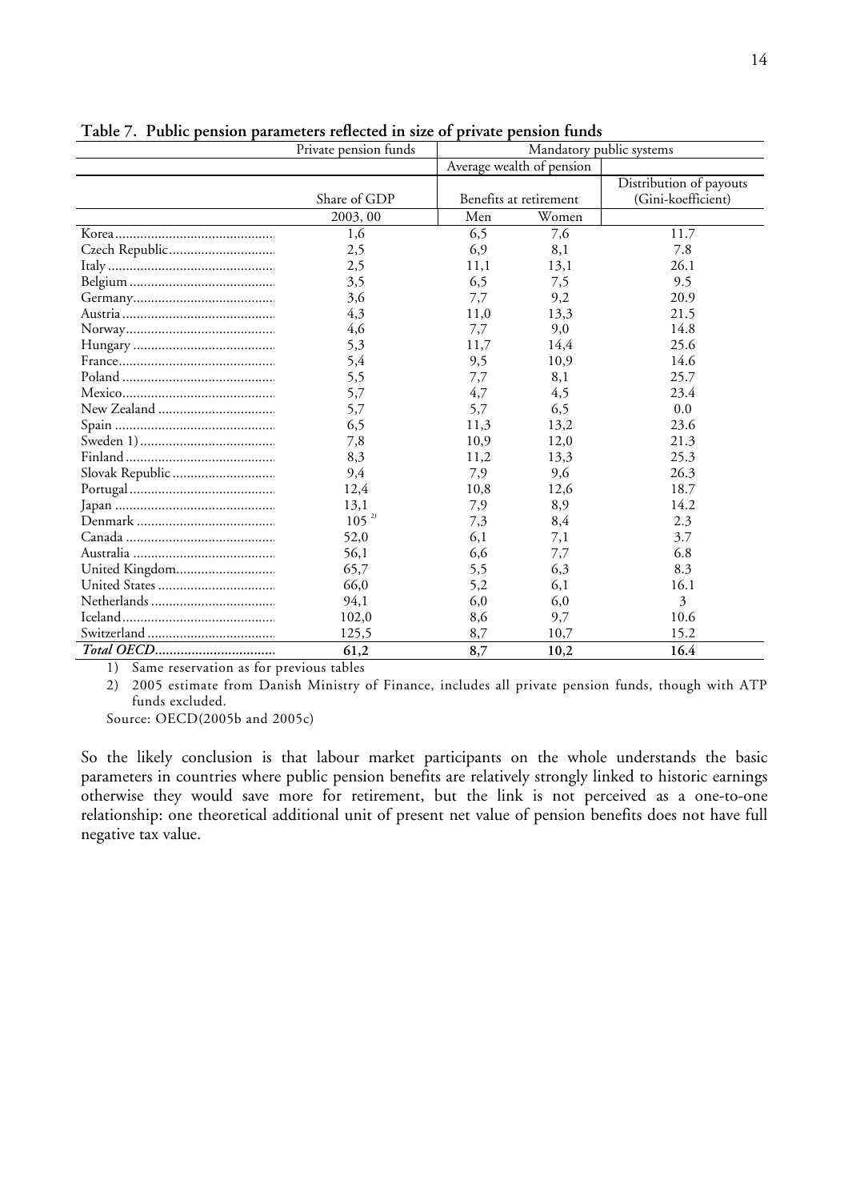**Table 7. Public pension parameters reflected in size of private pension funds**

| | Private pension funds | Mandatory public systems | | |
|---|---|---|---|---|
| | | Average wealth of pension | | |
| | Share of GDP | Benefits at retirement | | Distribution of payouts (Gini-koefficient) |
| | 2003, 00 | Men | Women | |
| Korea | 1,6 | 6,5 | 7,6 | 11.7 |
| Czech Republic | 2,5 | 6,9 | 8,1 | 7.8 |
| Italy | 2,5 | 11,1 | 13,1 | 26.1 |
| Belgium | 3,5 | 6,5 | 7,5 | 9.5 |
| Germany | 3,6 | 7,7 | 9,2 | 20.9 |
| Austria | 4,3 | 11,0 | 13,3 | 21.5 |
| Norway | 4,6 | 7,7 | 9,0 | 14.8 |
| Hungary | 5,3 | 11,7 | 14,4 | 25.6 |
| France | 5,4 | 9,5 | 10,9 | 14.6 |
| Poland | 5,5 | 7,7 | 8,1 | 25.7 |
| Mexico | 5,7 | 4,7 | 4,5 | 23.4 |
| New Zealand | 5,7 | 5,7 | 6,5 | 0.0 |
| Spain | 6,5 | 11,3 | 13,2 | 23.6 |
| Sweden 1) | 7,8 | 10,9 | 12,0 | 21.3 |
| Finland | 8,3 | 11,2 | 13,3 | 25.3 |
| Slovak Republic | 9,4 | 7,9 | 9,6 | 26.3 |
| Portugal | 12,4 | 10,8 | 12,6 | 18.7 |
| Japan | 13,1 | 7,9 | 8,9 | 14.2 |
| Denmark | 105 [2)] | 7,3 | 8,4 | 2.3 |
| Canada | 52,0 | 6,1 | 7,1 | 3.7 |
| Australia | 56,1 | 6,6 | 7,7 | 6.8 |
| United Kingdom | 65,7 | 5,5 | 6,3 | 8.3 |
| United States | 66,0 | 5,2 | 6,1 | 16.1 |
| Netherlands | 94,1 | 6,0 | 6,0 | 3 |
| Iceland | 102,0 | 8,6 | 9,7 | 10.6 |
| Switzerland | 125,5 | 8,7 | 10,7 | 15.2 |
| ***Total OECD*** | **61,2** | **8,7** | **10,2** | **16.4** |

1) Same reservation as for previous tables

2) 2005 estimate from Danish Ministry of Finance, includes all private pension funds, though with ATP funds excluded.

Source: OECD(2005b and 2005c)

So the likely conclusion is that labour market participants on the whole understands the basic parameters in countries where public pension benefits are relatively strongly linked to historic earnings otherwise they would save more for retirement, but the link is not perceived as a one-to-one relationship: one theoretical additional unit of present net value of pension benefits does not have full negative tax value.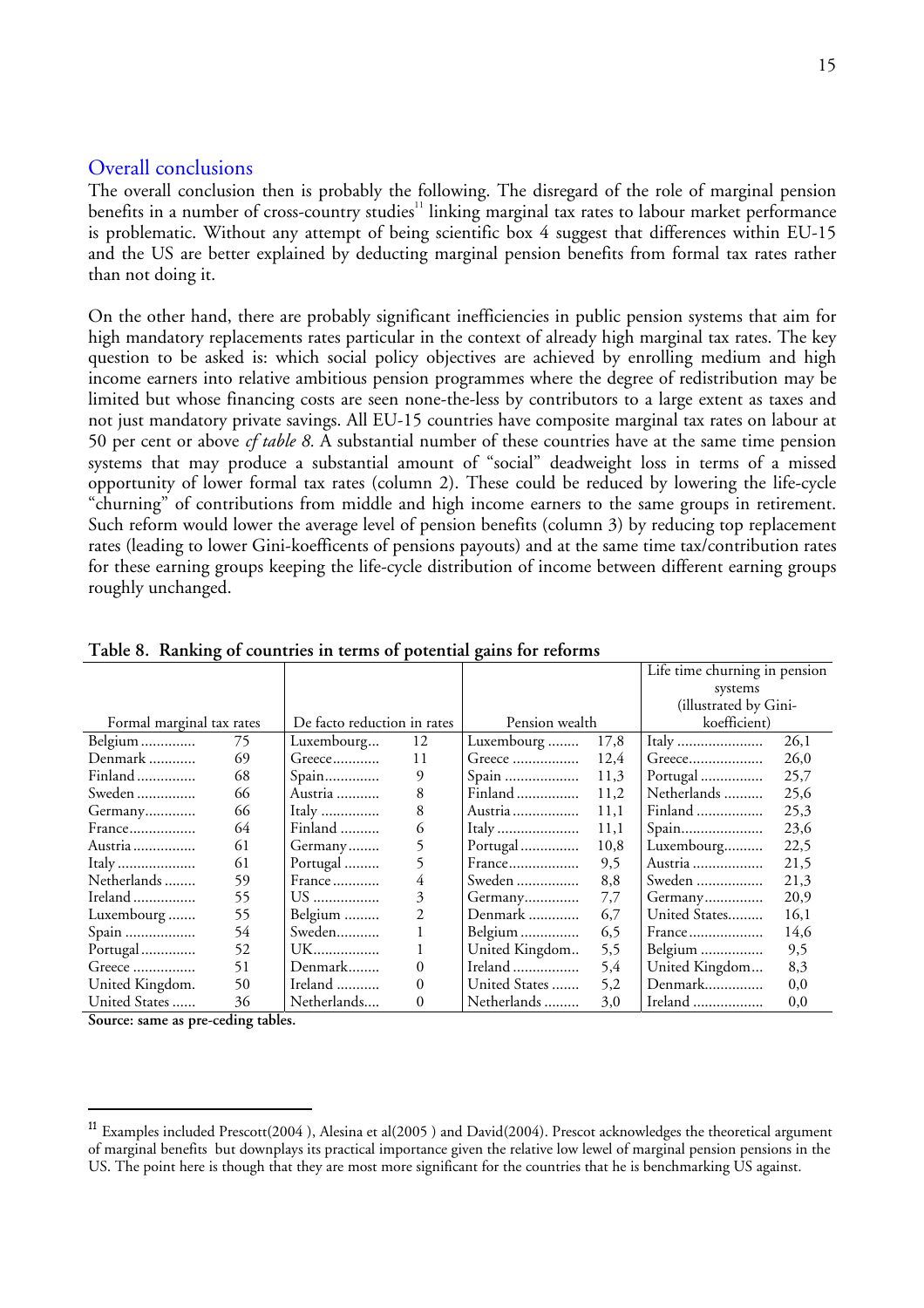## Overall conclusions

The overall conclusion then is probably the following. The disregard of the role of marginal pension benefits in a number of cross-country studies[11] linking marginal tax rates to labour market performance is problematic. Without any attempt of being scientific box 4 suggest that differences within EU-15 and the US are better explained by deducting marginal pension benefits from formal tax rates rather than not doing it.

On the other hand, there are probably significant inefficiencies in public pension systems that aim for high mandatory replacements rates particular in the context of already high marginal tax rates. The key question to be asked is: which social policy objectives are achieved by enrolling medium and high income earners into relative ambitious pension programmes where the degree of redistribution may be limited but whose financing costs are seen none-the-less by contributors to a large extent as taxes and not just mandatory private savings. All EU-15 countries have composite marginal tax rates on labour at 50 per cent or above *cf table 8.* A substantial number of these countries have at the same time pension systems that may produce a substantial amount of "social" deadweight loss in terms of a missed opportunity of lower formal tax rates (column 2). These could be reduced by lowering the life-cycle "churning" of contributions from middle and high income earners to the same groups in retirement. Such reform would lower the average level of pension benefits (column 3) by reducing top replacement rates (leading to lower Gini-koefficents of pensions payouts) and at the same time tax/contribution rates for these earning groups keeping the life-cycle distribution of income between different earning groups roughly unchanged.

**Table 8. Ranking of countries in terms of potential gains for reforms**

| Formal marginal tax rates | | De facto reduction in rates | | Pension wealth | | Life time churning in pension systems (illustrated by Gini-koefficient) | |
|---|---|---|---|---|---|---|---|
| Belgium | 75 | Luxembourg | 12 | Luxembourg | 17,8 | Italy | 26,1 |
| Denmark | 69 | Greece | 11 | Greece | 12,4 | Greece | 26,0 |
| Finland | 68 | Spain | 9 | Spain | 11,3 | Portugal | 25,7 |
| Sweden | 66 | Austria | 8 | Finland | 11,2 | Netherlands | 25,6 |
| Germany | 66 | Italy | 8 | Austria | 11,1 | Finland | 25,3 |
| France | 64 | Finland | 6 | Italy | 11,1 | Spain | 23,6 |
| Austria | 61 | Germany | 5 | Portugal | 10,8 | Luxembourg | 22,5 |
| Italy | 61 | Portugal | 5 | France | 9,5 | Austria | 21,5 |
| Netherlands | 59 | France | 4 | Sweden | 8,8 | Sweden | 21,3 |
| Ireland | 55 | US | 3 | Germany | 7,7 | Germany | 20,9 |
| Luxembourg | 55 | Belgium | 2 | Denmark | 6,7 | United States | 16,1 |
| Spain | 54 | Sweden | 1 | Belgium | 6,5 | France | 14,6 |
| Portugal | 52 | UK | 1 | United Kingdom | 5,5 | Belgium | 9,5 |
| Greece | 51 | Denmark | 0 | Ireland | 5,4 | United Kingdom | 8,3 |
| United Kingdom. | 50 | Ireland | 0 | United States | 5,2 | Denmark | 0,0 |
| United States | 36 | Netherlands | 0 | Netherlands | 3,0 | Ireland | 0,0 |

**Source: same as pre-ceding tables.**

[11] Examples included Prescott(2004 ), Alesina et al(2005 ) and David(2004). Prescot acknowledges the theoretical argument of marginal benefits but downplays its practical importance given the relative low lewel of marginal pension pensions in the US. The point here is though that they are most more significant for the countries that he is benchmarking US against.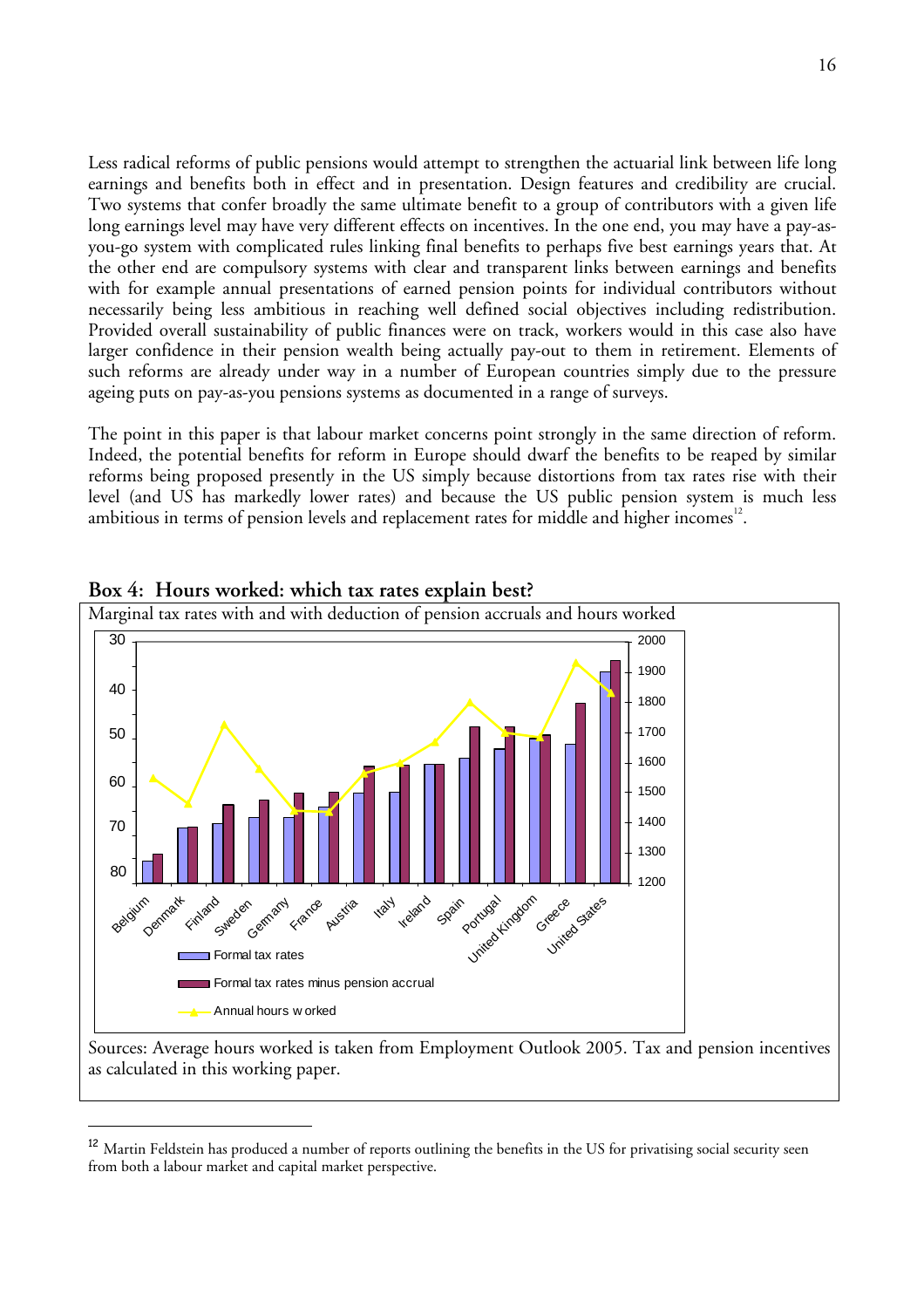Less radical reforms of public pensions would attempt to strengthen the actuarial link between life long earnings and benefits both in effect and in presentation. Design features and credibility are crucial. Two systems that confer broadly the same ultimate benefit to a group of contributors with a given life long earnings level may have very different effects on incentives. In the one end, you may have a pay-as-you-go system with complicated rules linking final benefits to perhaps five best earnings years that. At the other end are compulsory systems with clear and transparent links between earnings and benefits with for example annual presentations of earned pension points for individual contributors without necessarily being less ambitious in reaching well defined social objectives including redistribution. Provided overall sustainability of public finances were on track, workers would in this case also have larger confidence in their pension wealth being actually pay-out to them in retirement. Elements of such reforms are already under way in a number of European countries simply due to the pressure ageing puts on pay-as-you pensions systems as documented in a range of surveys.

The point in this paper is that labour market concerns point strongly in the same direction of reform. Indeed, the potential benefits for reform in Europe should dwarf the benefits to be reaped by similar reforms being proposed presently in the US simply because distortions from tax rates rise with their level (and US has markedly lower rates) and because the US public pension system is much less ambitious in terms of pension levels and replacement rates for middle and higher incomes[12].

**Box 4: Hours worked: which tax rates explain best?**

Marginal tax rates with and with deduction of pension accruals and hours worked

Sources: Average hours worked is taken from Employment Outlook 2005. Tax and pension incentives as calculated in this working paper.

[12] Martin Feldstein has produced a number of reports outlining the benefits in the US for privatising social security seen from both a labour market and capital market perspective.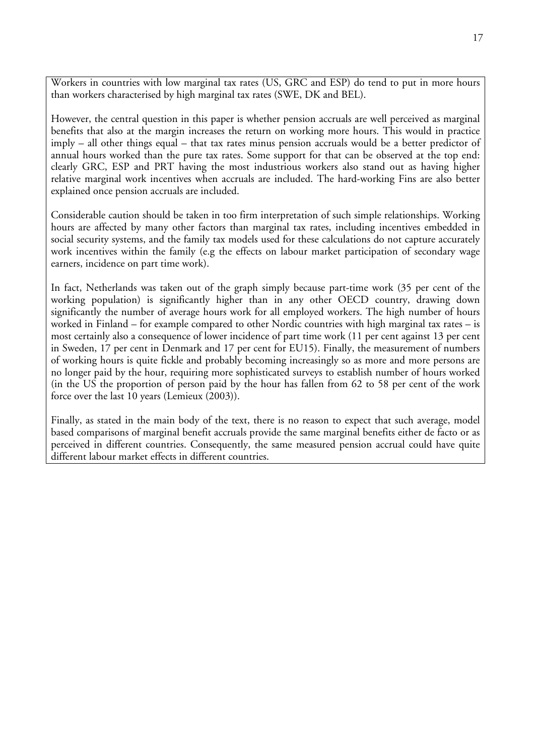Workers in countries with low marginal tax rates (US, GRC and ESP) do tend to put in more hours than workers characterised by high marginal tax rates (SWE, DK and BEL).

However, the central question in this paper is whether pension accruals are well perceived as marginal benefits that also at the margin increases the return on working more hours. This would in practice imply – all other things equal – that tax rates minus pension accruals would be a better predictor of annual hours worked than the pure tax rates. Some support for that can be observed at the top end: clearly GRC, ESP and PRT having the most industrious workers also stand out as having higher relative marginal work incentives when accruals are included. The hard-working Fins are also better explained once pension accruals are included.

Considerable caution should be taken in too firm interpretation of such simple relationships. Working hours are affected by many other factors than marginal tax rates, including incentives embedded in social security systems, and the family tax models used for these calculations do not capture accurately work incentives within the family (e.g the effects on labour market participation of secondary wage earners, incidence on part time work).

In fact, Netherlands was taken out of the graph simply because part-time work (35 per cent of the working population) is significantly higher than in any other OECD country, drawing down significantly the number of average hours work for all employed workers. The high number of hours worked in Finland – for example compared to other Nordic countries with high marginal tax rates – is most certainly also a consequence of lower incidence of part time work (11 per cent against 13 per cent in Sweden, 17 per cent in Denmark and 17 per cent for EU15). Finally, the measurement of numbers of working hours is quite fickle and probably becoming increasingly so as more and more persons are no longer paid by the hour, requiring more sophisticated surveys to establish number of hours worked (in the US the proportion of person paid by the hour has fallen from 62 to 58 per cent of the work force over the last 10 years (Lemieux (2003)).

Finally, as stated in the main body of the text, there is no reason to expect that such average, model based comparisons of marginal benefit accruals provide the same marginal benefits either de facto or as perceived in different countries. Consequently, the same measured pension accrual could have quite different labour market effects in different countries.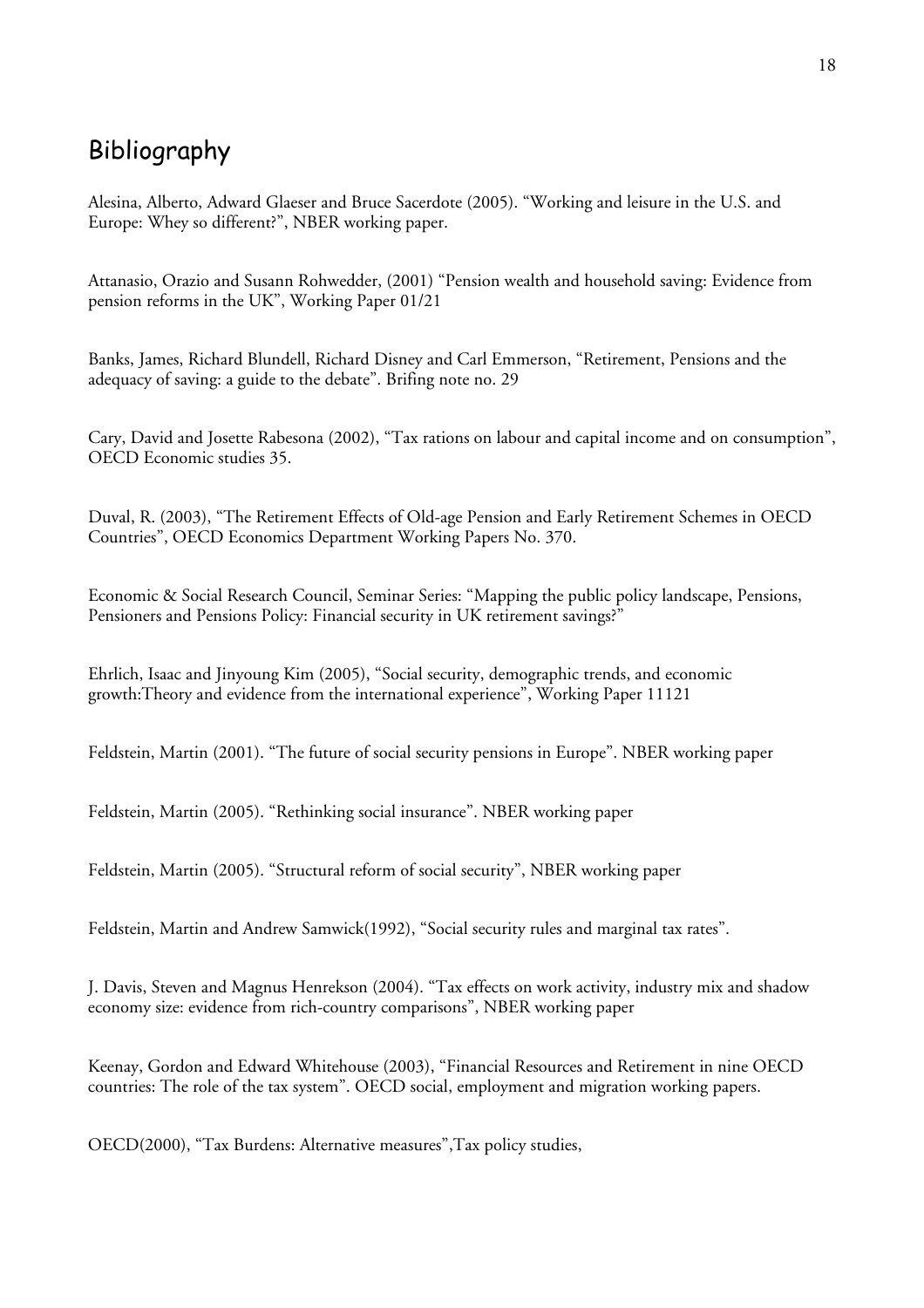## Bibliography

Alesina, Alberto, Adward Glaeser and Bruce Sacerdote (2005). "Working and leisure in the U.S. and Europe: Whey so different?", NBER working paper.

Attanasio, Orazio and Susann Rohwedder, (2001) "Pension wealth and household saving: Evidence from pension reforms in the UK", Working Paper 01/21

Banks, James, Richard Blundell, Richard Disney and Carl Emmerson, "Retirement, Pensions and the adequacy of saving: a guide to the debate". Brifing note no. 29

Cary, David and Josette Rabesona (2002), "Tax rations on labour and capital income and on consumption", OECD Economic studies 35.

Duval, R. (2003), "The Retirement Effects of Old-age Pension and Early Retirement Schemes in OECD Countries", OECD Economics Department Working Papers No. 370.

Economic & Social Research Council, Seminar Series: "Mapping the public policy landscape, Pensions, Pensioners and Pensions Policy: Financial security in UK retirement savings?"

Ehrlich, Isaac and Jinyoung Kim (2005), "Social security, demographic trends, and economic growth:Theory and evidence from the international experience", Working Paper 11121

Feldstein, Martin (2001). "The future of social security pensions in Europe". NBER working paper

Feldstein, Martin (2005). "Rethinking social insurance". NBER working paper

Feldstein, Martin (2005). "Structural reform of social security", NBER working paper

Feldstein, Martin and Andrew Samwick(1992), "Social security rules and marginal tax rates".

J. Davis, Steven and Magnus Henrekson (2004). "Tax effects on work activity, industry mix and shadow economy size: evidence from rich-country comparisons", NBER working paper

Keenay, Gordon and Edward Whitehouse (2003), "Financial Resources and Retirement in nine OECD countries: The role of the tax system". OECD social, employment and migration working papers.

OECD(2000), "Tax Burdens: Alternative measures",Tax policy studies,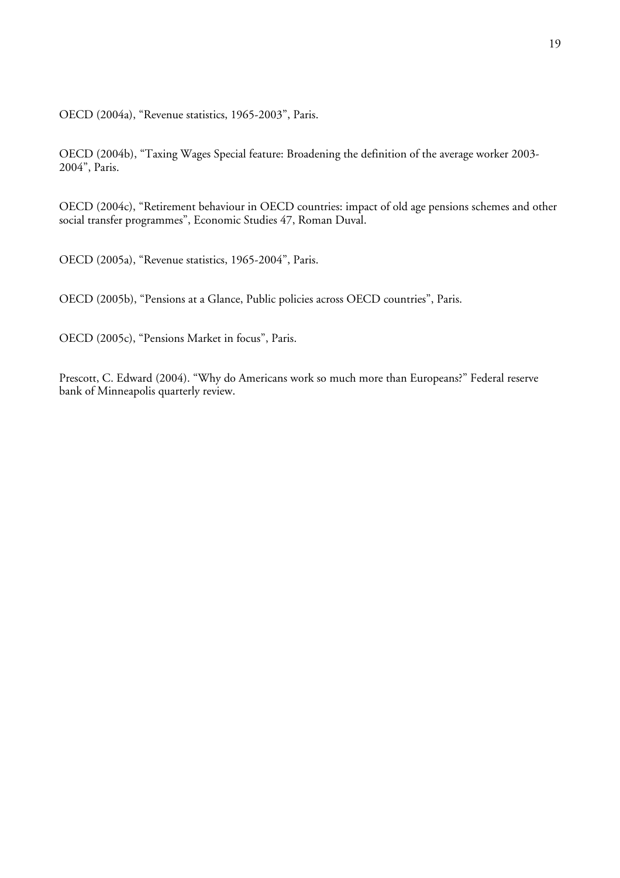OECD (2004a), “Revenue statistics, 1965-2003”, Paris.

OECD (2004b), “Taxing Wages Special feature: Broadening the definition of the average worker 2003-2004”, Paris.

OECD (2004c), “Retirement behaviour in OECD countries: impact of old age pensions schemes and other social transfer programmes”, Economic Studies 47, Roman Duval.

OECD (2005a), “Revenue statistics, 1965-2004”, Paris.

OECD (2005b), “Pensions at a Glance, Public policies across OECD countries”, Paris.

OECD (2005c), “Pensions Market in focus”, Paris.

Prescott, C. Edward (2004). “Why do Americans work so much more than Europeans?” Federal reserve bank of Minneapolis quarterly review.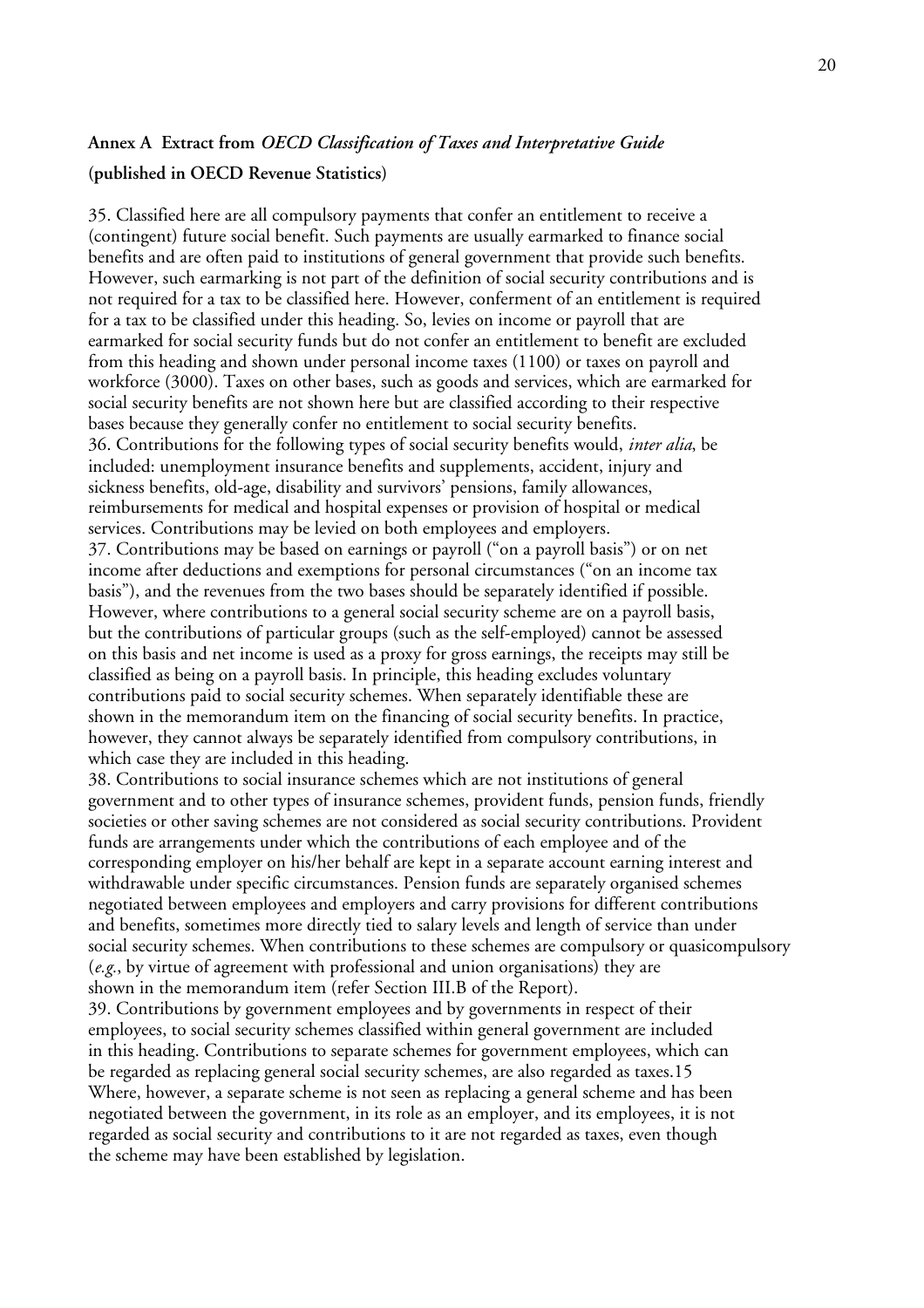## Annex A Extract from *OECD Classification of Taxes and Interpretative Guide*

**(published in OECD Revenue Statistics)**

35. Classified here are all compulsory payments that confer an entitlement to receive a (contingent) future social benefit. Such payments are usually earmarked to finance social benefits and are often paid to institutions of general government that provide such benefits. However, such earmarking is not part of the definition of social security contributions and is not required for a tax to be classified here. However, conferment of an entitlement is required for a tax to be classified under this heading. So, levies on income or payroll that are earmarked for social security funds but do not confer an entitlement to benefit are excluded from this heading and shown under personal income taxes (1100) or taxes on payroll and workforce (3000). Taxes on other bases, such as goods and services, which are earmarked for social security benefits are not shown here but are classified according to their respective bases because they generally confer no entitlement to social security benefits.

36. Contributions for the following types of social security benefits would, *inter alia*, be included: unemployment insurance benefits and supplements, accident, injury and sickness benefits, old-age, disability and survivors' pensions, family allowances, reimbursements for medical and hospital expenses or provision of hospital or medical services. Contributions may be levied on both employees and employers.

37. Contributions may be based on earnings or payroll ("on a payroll basis") or on net income after deductions and exemptions for personal circumstances ("on an income tax basis"), and the revenues from the two bases should be separately identified if possible. However, where contributions to a general social security scheme are on a payroll basis, but the contributions of particular groups (such as the self-employed) cannot be assessed on this basis and net income is used as a proxy for gross earnings, the receipts may still be classified as being on a payroll basis. In principle, this heading excludes voluntary contributions paid to social security schemes. When separately identifiable these are shown in the memorandum item on the financing of social security benefits. In practice, however, they cannot always be separately identified from compulsory contributions, in which case they are included in this heading.

38. Contributions to social insurance schemes which are not institutions of general government and to other types of insurance schemes, provident funds, pension funds, friendly societies or other saving schemes are not considered as social security contributions. Provident funds are arrangements under which the contributions of each employee and of the corresponding employer on his/her behalf are kept in a separate account earning interest and withdrawable under specific circumstances. Pension funds are separately organised schemes negotiated between employees and employers and carry provisions for different contributions and benefits, sometimes more directly tied to salary levels and length of service than under social security schemes. When contributions to these schemes are compulsory or quasicompulsory (*e.g.*, by virtue of agreement with professional and union organisations) they are shown in the memorandum item (refer Section III.B of the Report).

39. Contributions by government employees and by governments in respect of their employees, to social security schemes classified within general government are included in this heading. Contributions to separate schemes for government employees, which can be regarded as replacing general social security schemes, are also regarded as taxes.15 Where, however, a separate scheme is not seen as replacing a general scheme and has been negotiated between the government, in its role as an employer, and its employees, it is not regarded as social security and contributions to it are not regarded as taxes, even though the scheme may have been established by legislation.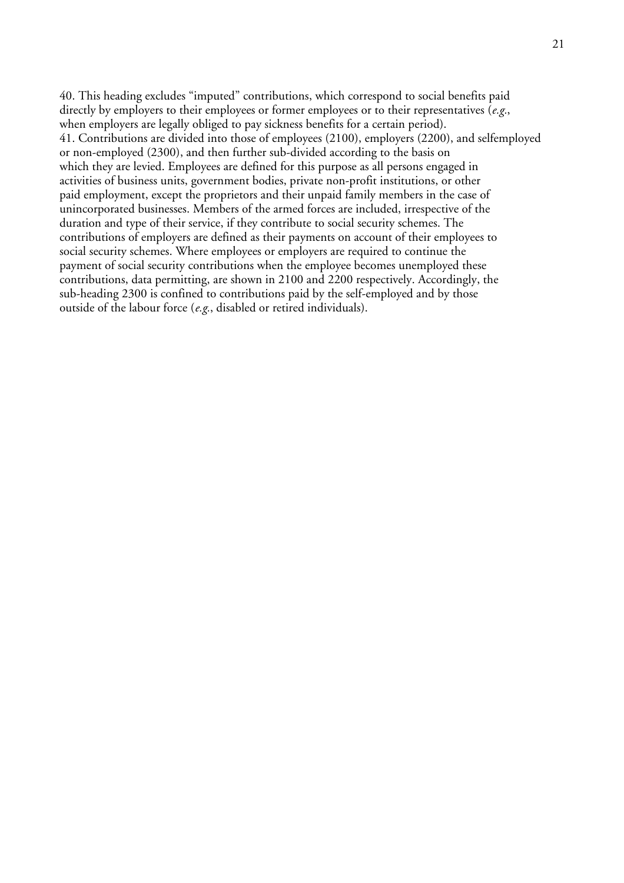40. This heading excludes "imputed" contributions, which correspond to social benefits paid directly by employers to their employees or former employees or to their representatives (*e.g.*, when employers are legally obliged to pay sickness benefits for a certain period).

41. Contributions are divided into those of employees (2100), employers (2200), and selfemployed or non-employed (2300), and then further sub-divided according to the basis on which they are levied. Employees are defined for this purpose as all persons engaged in activities of business units, government bodies, private non-profit institutions, or other paid employment, except the proprietors and their unpaid family members in the case of unincorporated businesses. Members of the armed forces are included, irrespective of the duration and type of their service, if they contribute to social security schemes. The contributions of employers are defined as their payments on account of their employees to social security schemes. Where employees or employers are required to continue the payment of social security contributions when the employee becomes unemployed these contributions, data permitting, are shown in 2100 and 2200 respectively. Accordingly, the sub-heading 2300 is confined to contributions paid by the self-employed and by those outside of the labour force (*e.g.*, disabled or retired individuals).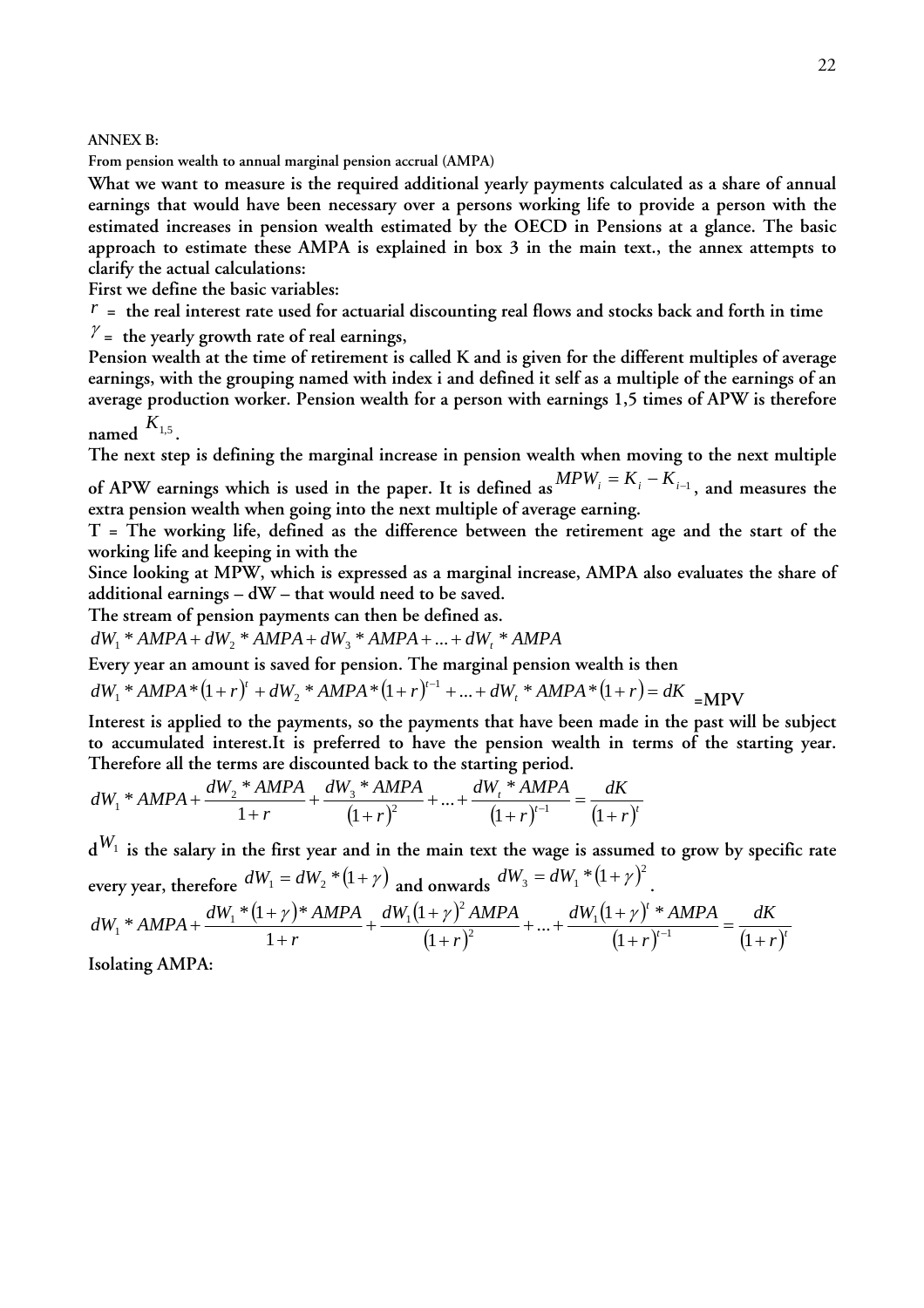**ANNEX B:**

**From pension wealth to annual marginal pension accrual (AMPA)**

**What we want to measure is the required additional yearly payments calculated as a share of annual earnings that would have been necessary over a persons working life to provide a person with the estimated increases in pension wealth estimated by the OECD in Pensions at a glance. The basic approach to estimate these AMPA is explained in box 3 in the main text., the annex attempts to clarify the actual calculations:**

**First we define the basic variables:**

**$r$ = the real interest rate used for actuarial discounting real flows and stocks back and forth in time**

**$\gamma$ = the yearly growth rate of real earnings,**

**Pension wealth at the time of retirement is called K and is given for the different multiples of average earnings, with the grouping named with index i and defined it self as a multiple of the earnings of an average production worker. Pension wealth for a person with earnings 1,5 times of APW is therefore named $K_{1,5}$.**

**The next step is defining the marginal increase in pension wealth when moving to the next multiple of APW earnings which is used in the paper. It is defined as $MPW_i = K_i - K_{i-1}$, and measures the extra pension wealth when going into the next multiple of average earning.**

**T = The working life, defined as the difference between the retirement age and the start of the working life and keeping in with the**

**Since looking at MPW, which is expressed as a marginal increase, AMPA also evaluates the share of additional earnings – dW – that would need to be saved.**

**The stream of pension payments can then be defined as.**

$$dW_1 * AMPA + dW_2 * AMPA + dW_3 * AMPA + \ldots + dW_t * AMPA$$

**Every year an amount is saved for pension. The marginal pension wealth is then**

$$dW_1 * AMPA * (1+r)^t + dW_2 * AMPA * (1+r)^{t-1} + \ldots + dW_t * AMPA * (1+r) = dK \text{ =MPV}$$

**Interest is applied to the payments, so the payments that have been made in the past will be subject to accumulated interest.It is preferred to have the pension wealth in terms of the starting year. Therefore all the terms are discounted back to the starting period.**

$$dW_1 * AMPA + \frac{dW_2 * AMPA}{1+r} + \frac{dW_3 * AMPA}{(1+r)^2} + \ldots + \frac{dW_t * AMPA}{(1+r)^{t-1}} = \frac{dK}{(1+r)^t}$$

**d$W_1$ is the salary in the first year and in the main text the wage is assumed to grow by specific rate every year, therefore $dW_1 = dW_2 * (1+\gamma)$ and onwards $dW_3 = dW_1 * (1+\gamma)^2$.**

$$dW_1 * AMPA + \frac{dW_1 * (1+\gamma) * AMPA}{1+r} + \frac{dW_1 (1+\gamma)^2 AMPA}{(1+r)^2} + \ldots + \frac{dW_1 (1+\gamma)^t * AMPA}{(1+r)^{t-1}} = \frac{dK}{(1+r)^t}$$

**Isolating AMPA:**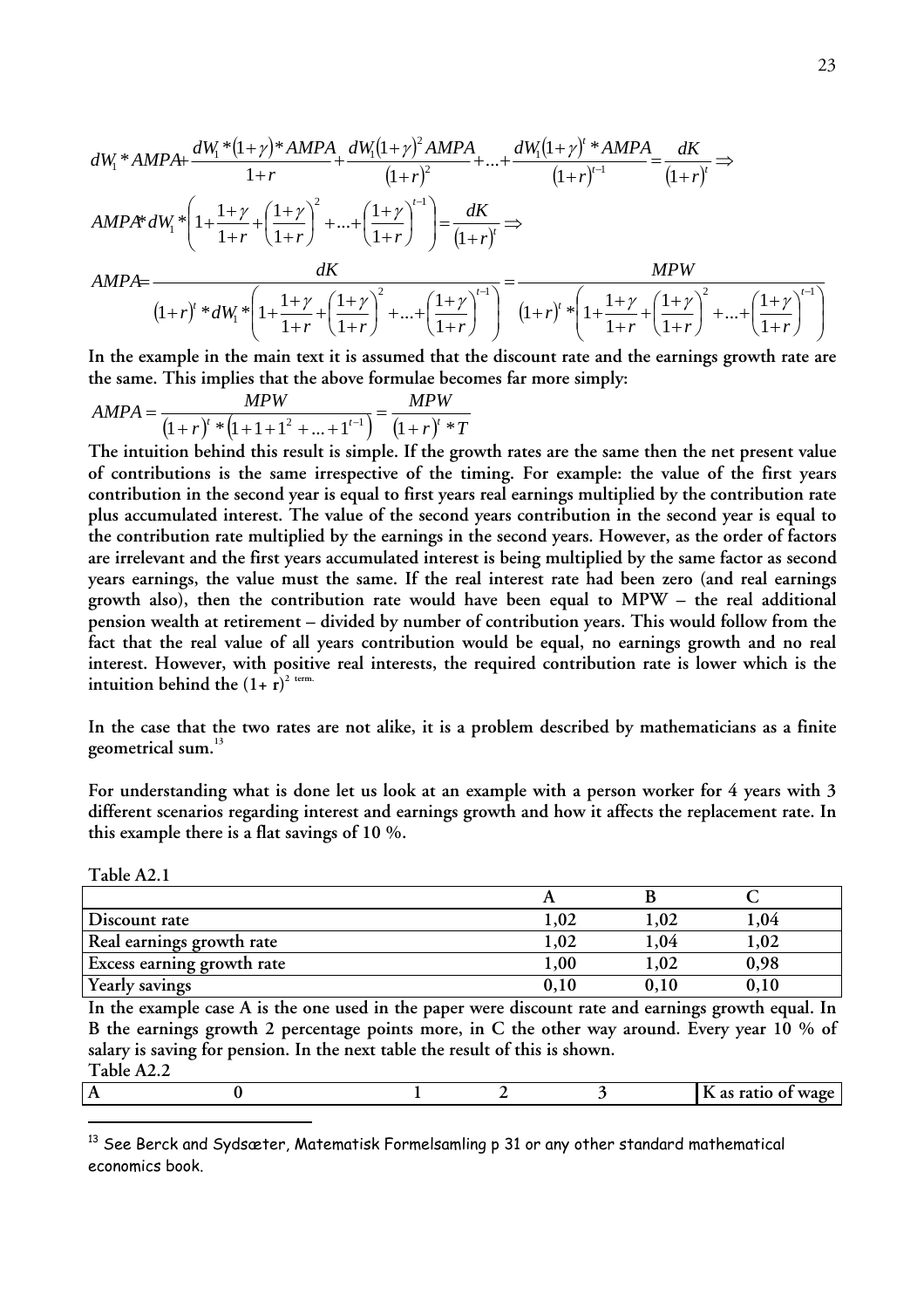$$dW_1 * AMPA + \frac{dW_1 * (1+\gamma) * AMPA}{1+r} + \frac{dW_1 (1+\gamma)^2 AMPA}{(1+r)^2} + ... + \frac{dW_1 (1+\gamma)^t * AMPA}{(1+r)^{t-1}} = \frac{dK}{(1+r)^t} \Rightarrow$$

$$AMPA * dW_1 * \left(1 + \frac{1+\gamma}{1+r} + \left(\frac{1+\gamma}{1+r}\right)^2 + ... + \left(\frac{1+\gamma}{1+r}\right)^{t-1}\right) = \frac{dK}{(1+r)^t} \Rightarrow$$

$$AMPA = \frac{dK}{(1+r)^t * dW_1 * \left(1 + \frac{1+\gamma}{1+r} + \left(\frac{1+\gamma}{1+r}\right)^2 + ... + \left(\frac{1+\gamma}{1+r}\right)^{t-1}\right)} = \frac{MPW}{(1+r)^t * \left(1 + \frac{1+\gamma}{1+r} + \left(\frac{1+\gamma}{1+r}\right)^2 + ... + \left(\frac{1+\gamma}{1+r}\right)^{t-1}\right)}$$

**In the example in the main text it is assumed that the discount rate and the earnings growth rate are the same. This implies that the above formulae becomes far more simply:**

$$AMPA = \frac{MPW}{(1+r)^t * (1 + 1 + 1^2 + ... + 1^{t-1})} = \frac{MPW}{(1+r)^t * T}$$

**The intuition behind this result is simple. If the growth rates are the same then the net present value of contributions is the same irrespective of the timing. For example: the value of the first years contribution in the second year is equal to first years real earnings multiplied by the contribution rate plus accumulated interest. The value of the second years contribution in the second year is equal to the contribution rate multiplied by the earnings in the second years. However, as the order of factors are irrelevant and the first years accumulated interest is being multiplied by the same factor as second years earnings, the value must the same. If the real interest rate had been zero (and real earnings growth also), then the contribution rate would have been equal to MPW – the real additional pension wealth at retirement – divided by number of contribution years. This would follow from the fact that the real value of all years contribution would be equal, no earnings growth and no real interest. However, with positive real interests, the required contribution rate is lower which is the intuition behind the $(1+r)^2$ term.**

**In the case that the two rates are not alike, it is a problem described by mathematicians as a finite geometrical sum.[13]**

**For understanding what is done let us look at an example with a person worker for 4 years with 3 different scenarios regarding interest and earnings growth and how it affects the replacement rate. In this example there is a flat savings of 10 %.**

**Table A2.1**

| | A | B | C |
|---|---|---|---|
| Discount rate | 1,02 | 1,02 | 1,04 |
| Real earnings growth rate | 1,02 | 1,04 | 1,02 |
| Excess earning growth rate | 1,00 | 1,02 | 0,98 |
| Yearly savings | 0,10 | 0,10 | 0,10 |

**In the example case A is the one used in the paper were discount rate and earnings growth equal. In B the earnings growth 2 percentage points more, in C the other way around. Every year 10 % of salary is saving for pension. In the next table the result of this is shown.**

**Table A2.2**

| A | 0 | 1 | 2 | 3 | K as ratio of wage |
|---|---|---|---|---|---|

[13] See Berck and Sydsæter, Matematisk Formelsamling p 31 or any other standard mathematical economics book.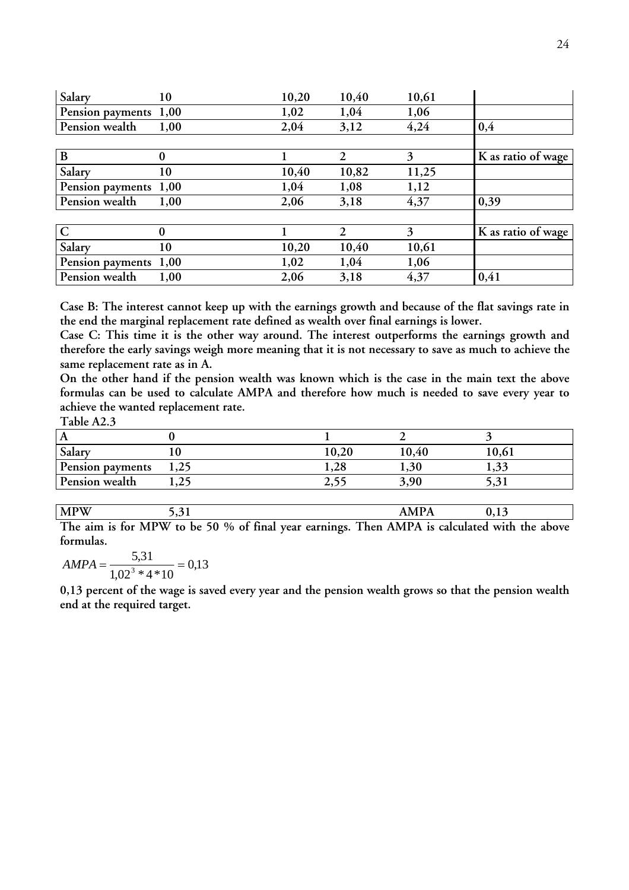| | | | | | |
|---|---|---|---|---|---|
| Salary | 10 | 10,20 | 10,40 | 10,61 | |
| Pension payments | 1,00 | 1,02 | 1,04 | 1,06 | |
| Pension wealth | 1,00 | 2,04 | 3,12 | 4,24 | 0,4 |

| B | 0 | 1 | 2 | 3 | K as ratio of wage |
|---|---|---|---|---|---|
| Salary | 10 | 10,40 | 10,82 | 11,25 | |
| Pension payments | 1,00 | 1,04 | 1,08 | 1,12 | |
| Pension wealth | 1,00 | 2,06 | 3,18 | 4,37 | 0,39 |

| C | 0 | 1 | 2 | 3 | K as ratio of wage |
|---|---|---|---|---|---|
| Salary | 10 | 10,20 | 10,40 | 10,61 | |
| Pension payments | 1,00 | 1,02 | 1,04 | 1,06 | |
| Pension wealth | 1,00 | 2,06 | 3,18 | 4,37 | 0,41 |

**Case B: The interest cannot keep up with the earnings growth and because of the flat savings rate in the end the marginal replacement rate defined as wealth over final earnings is lower.**

**Case C: This time it is the other way around. The interest outperforms the earnings growth and therefore the early savings weigh more meaning that it is not necessary to save as much to achieve the same replacement rate as in A.**

**On the other hand if the pension wealth was known which is the case in the main text the above formulas can be used to calculate AMPA and therefore how much is needed to save every year to achieve the wanted replacement rate.**

**Table A2.3**

| A | 0 | 1 | 2 | 3 |
|---|---|---|---|---|
| Salary | 10 | 10,20 | 10,40 | 10,61 |
| Pension payments | 1,25 | 1,28 | 1,30 | 1,33 |
| Pension wealth | 1,25 | 2,55 | 3,90 | 5,31 |

| MPW | 5,31 | AMPA | 0,13 |
|---|---|---|---|

**The aim is for MPW to be 50 % of final year earnings. Then AMPA is calculated with the above formulas.**

$$AMPA = \frac{5{,}31}{1{,}02^{3} * 4 * 10} = 0{,}13$$

**0,13 percent of the wage is saved every year and the pension wealth grows so that the pension wealth end at the required target.**